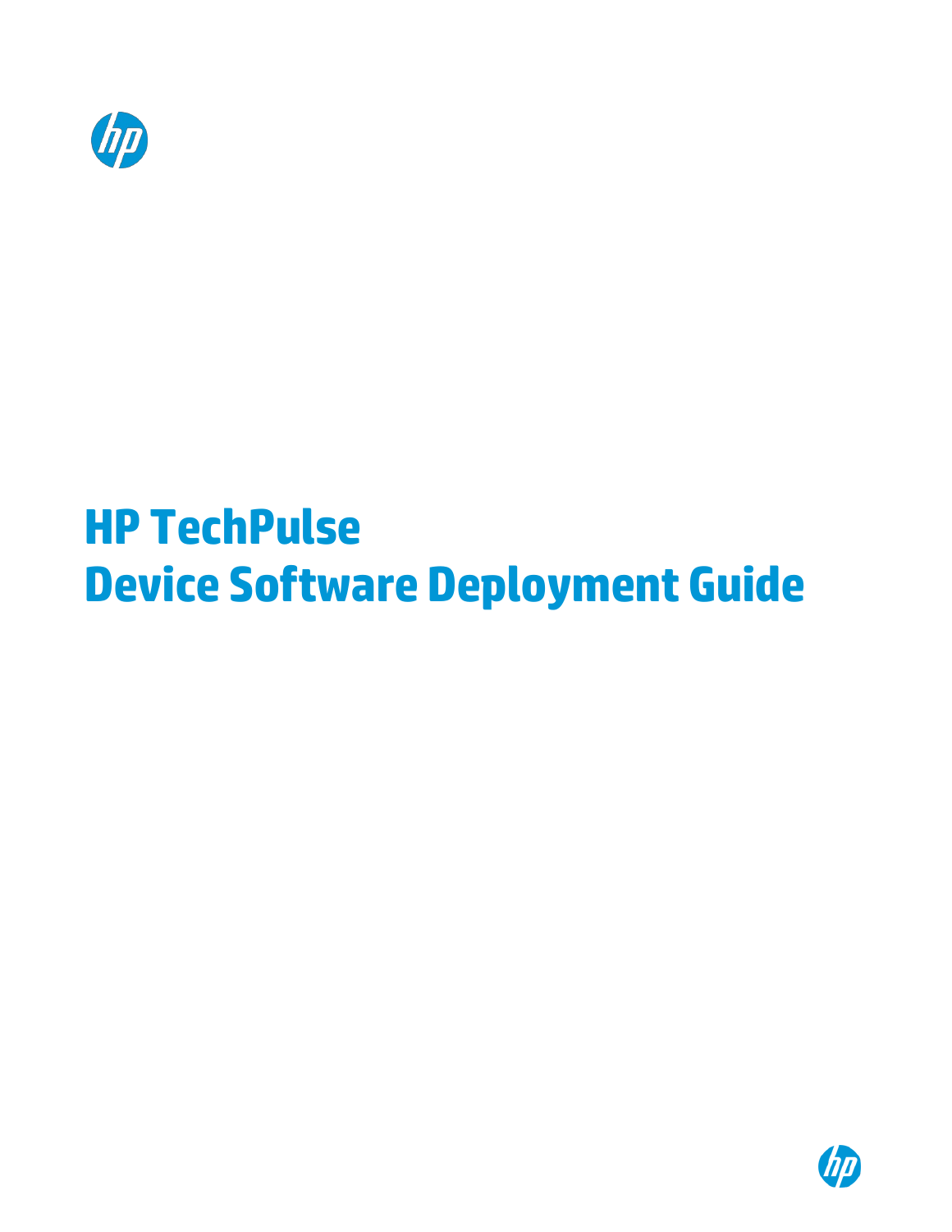# HP TechPulse
# Device Software Deployment Guide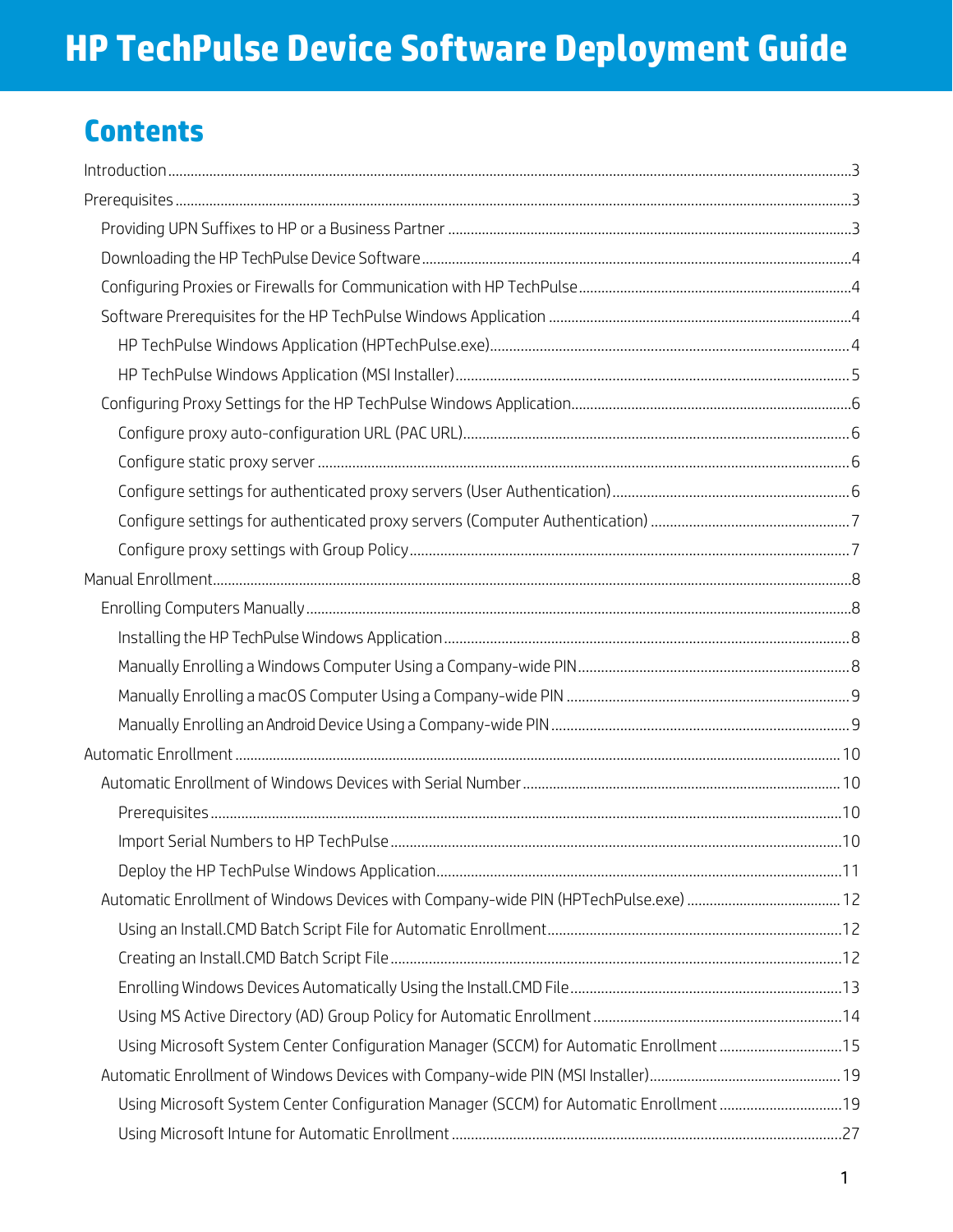# HP TechPulse Device Software Deployment Guide

## Contents

- Introduction ..... 3
- Prerequisites ..... 3
  - Providing UPN Suffixes to HP or a Business Partner ..... 3
  - Downloading the HP TechPulse Device Software ..... 4
  - Configuring Proxies or Firewalls for Communication with HP TechPulse ..... 4
  - Software Prerequisites for the HP TechPulse Windows Application ..... 4
    - HP TechPulse Windows Application (HPTechPulse.exe) ..... 4
    - HP TechPulse Windows Application (MSI Installer) ..... 5
  - Configuring Proxy Settings for the HP TechPulse Windows Application ..... 6
    - Configure proxy auto-configuration URL (PAC URL) ..... 6
    - Configure static proxy server ..... 6
    - Configure settings for authenticated proxy servers (User Authentication) ..... 6
    - Configure settings for authenticated proxy servers (Computer Authentication) ..... 7
    - Configure proxy settings with Group Policy ..... 7
- Manual Enrollment ..... 8
  - Enrolling Computers Manually ..... 8
    - Installing the HP TechPulse Windows Application ..... 8
    - Manually Enrolling a Windows Computer Using a Company-wide PIN ..... 8
    - Manually Enrolling a macOS Computer Using a Company-wide PIN ..... 9
    - Manually Enrolling an Android Device Using a Company-wide PIN ..... 9
- Automatic Enrollment ..... 10
  - Automatic Enrollment of Windows Devices with Serial Number ..... 10
    - Prerequisites ..... 10
    - Import Serial Numbers to HP TechPulse ..... 10
    - Deploy the HP TechPulse Windows Application ..... 11
  - Automatic Enrollment of Windows Devices with Company-wide PIN (HPTechPulse.exe) ..... 12
    - Using an Install.CMD Batch Script File for Automatic Enrollment ..... 12
    - Creating an Install.CMD Batch Script File ..... 12
    - Enrolling Windows Devices Automatically Using the Install.CMD File ..... 13
    - Using MS Active Directory (AD) Group Policy for Automatic Enrollment ..... 14
    - Using Microsoft System Center Configuration Manager (SCCM) for Automatic Enrollment ..... 15
  - Automatic Enrollment of Windows Devices with Company-wide PIN (MSI Installer) ..... 19
    - Using Microsoft System Center Configuration Manager (SCCM) for Automatic Enrollment ..... 19
    - Using Microsoft Intune for Automatic Enrollment ..... 27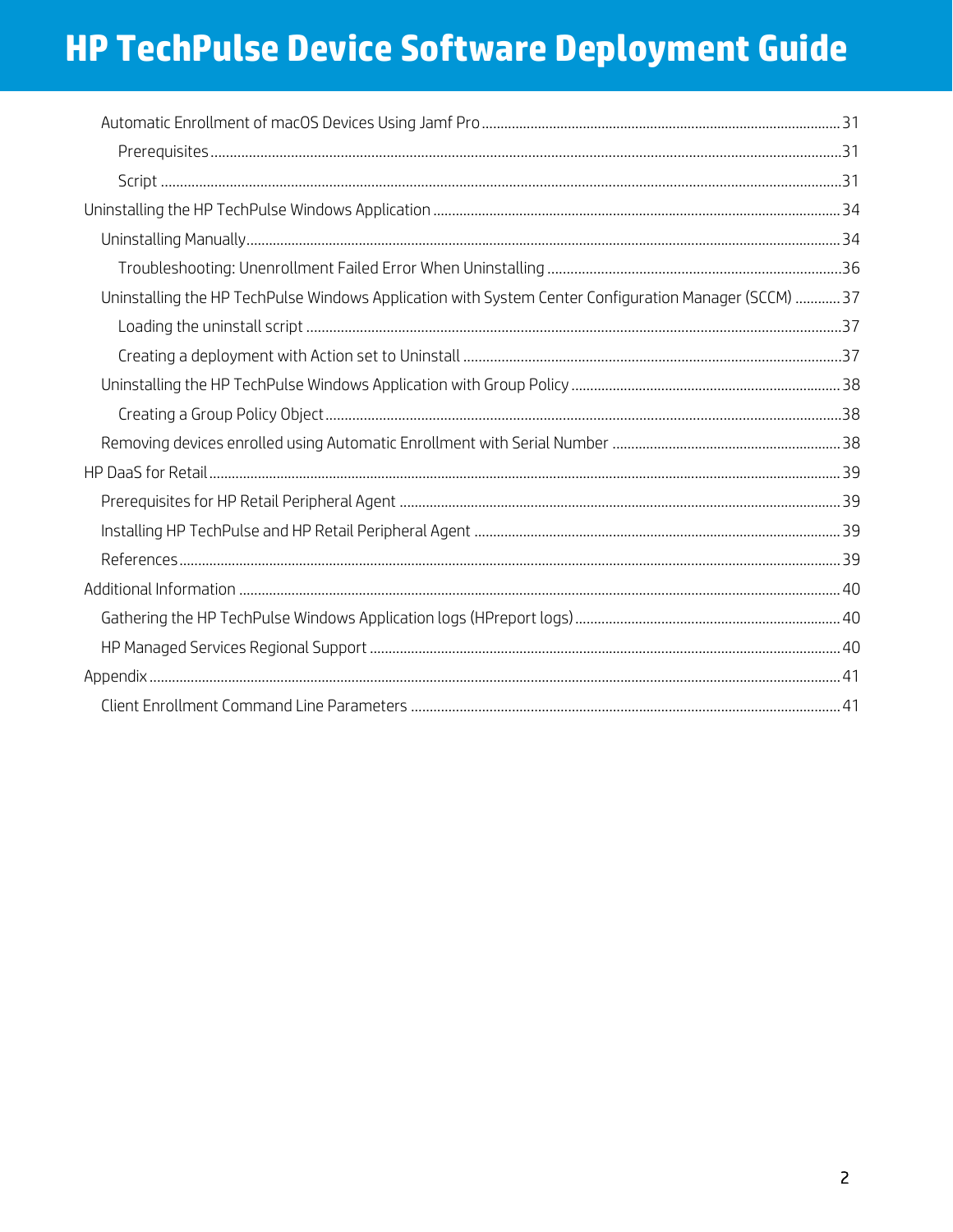Automatic Enrollment of macOS Devices Using Jamf Pro ............................................................................................... 31

Prerequisites ........................................................................................................................................................... 31

Script ........................................................................................................................................................................ 31

Uninstalling the HP TechPulse Windows Application ........................................................................................................... 34

Uninstalling Manually ........................................................................................................................................................... 34

Troubleshooting: Unenrollment Failed Error When Uninstalling ............................................................................ 36

Uninstalling the HP TechPulse Windows Application with System Center Configuration Manager (SCCM) ............ 37

Loading the uninstall script ........................................................................................................................................ 37

Creating a deployment with Action set to Uninstall ................................................................................................... 37

Uninstalling the HP TechPulse Windows Application with Group Policy ....................................................................... 38

Creating a Group Policy Object .................................................................................................................................. 38

Removing devices enrolled using Automatic Enrollment with Serial Number ............................................................ 38

HP DaaS for Retail ..................................................................................................................................................................... 39

Prerequisites for HP Retail Peripheral Agent ..................................................................................................................... 39

Installing HP TechPulse and HP Retail Peripheral Agent ................................................................................................... 39

References ............................................................................................................................................................................ 39

Additional Information .............................................................................................................................................................. 40

Gathering the HP TechPulse Windows Application logs (HPreport logs) ...................................................................... 40

HP Managed Services Regional Support ............................................................................................................................ 40

Appendix ..................................................................................................................................................................................... 41

Client Enrollment Command Line Parameters .................................................................................................................. 41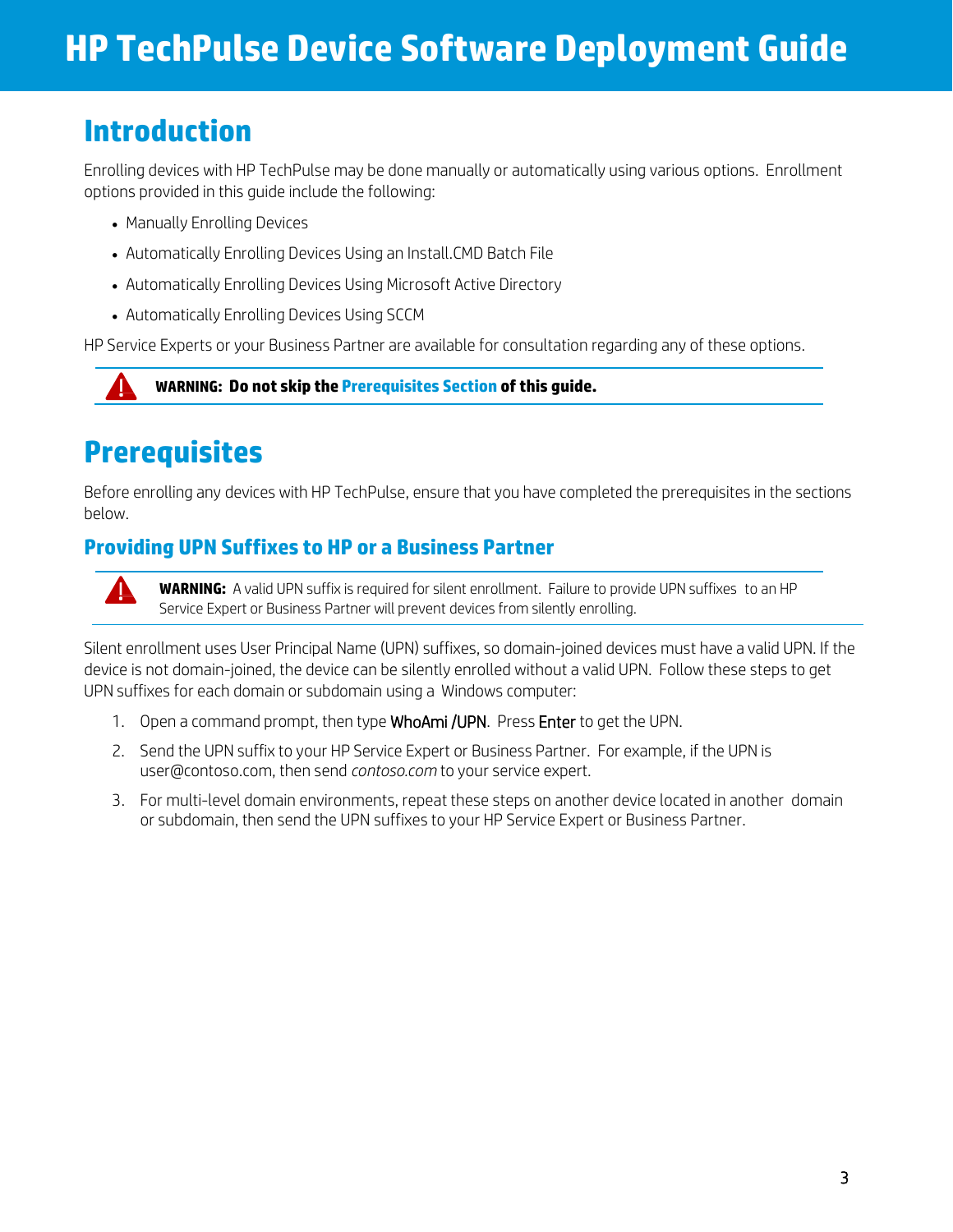# HP TechPulse Device Software Deployment Guide

## Introduction

Enrolling devices with HP TechPulse may be done manually or automatically using various options. Enrollment options provided in this guide include the following:

- Manually Enrolling Devices
- Automatically Enrolling Devices Using an Install.CMD Batch File
- Automatically Enrolling Devices Using Microsoft Active Directory
- Automatically Enrolling Devices Using SCCM

HP Service Experts or your Business Partner are available for consultation regarding any of these options.

**WARNING: Do not skip the Prerequisites Section of this guide.**

## Prerequisites

Before enrolling any devices with HP TechPulse, ensure that you have completed the prerequisites in the sections below.

### Providing UPN Suffixes to HP or a Business Partner

**WARNING:** A valid UPN suffix is required for silent enrollment. Failure to provide UPN suffixes to an HP Service Expert or Business Partner will prevent devices from silently enrolling.

Silent enrollment uses User Principal Name (UPN) suffixes, so domain-joined devices must have a valid UPN. If the device is not domain-joined, the device can be silently enrolled without a valid UPN. Follow these steps to get UPN suffixes for each domain or subdomain using a Windows computer:

1. Open a command prompt, then type WhoAmi /UPN. Press Enter to get the UPN.
2. Send the UPN suffix to your HP Service Expert or Business Partner. For example, if the UPN is user@contoso.com, then send *contoso.com* to your service expert.
3. For multi-level domain environments, repeat these steps on another device located in another domain or subdomain, then send the UPN suffixes to your HP Service Expert or Business Partner.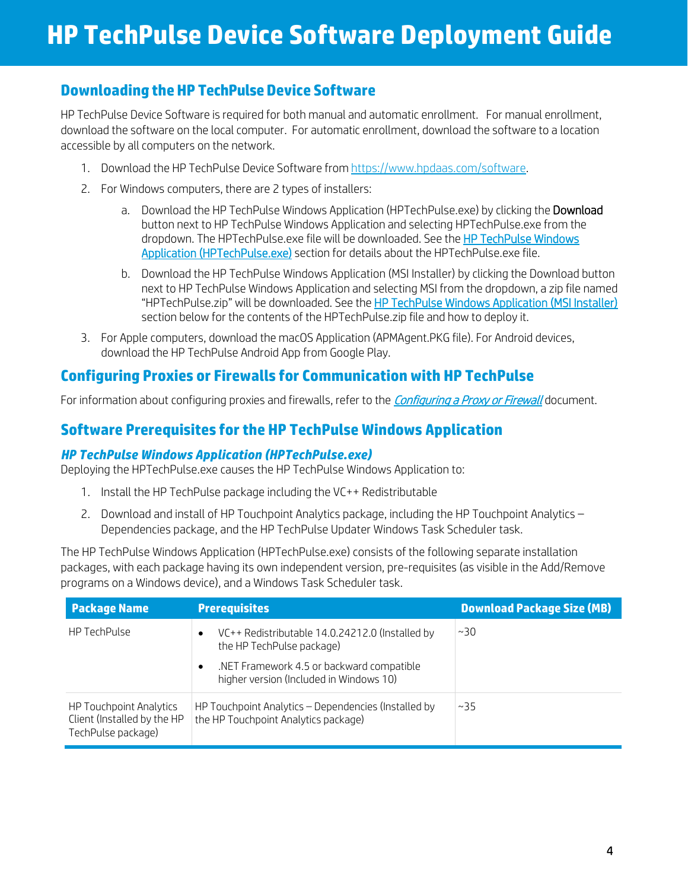# HP TechPulse Device Software Deployment Guide

## Downloading the HP TechPulse Device Software

HP TechPulse Device Software is required for both manual and automatic enrollment. For manual enrollment, download the software on the local computer. For automatic enrollment, download the software to a location accessible by all computers on the network.

1. Download the HP TechPulse Device Software from https://www.hpdaas.com/software.
2. For Windows computers, there are 2 types of installers:
   a. Download the HP TechPulse Windows Application (HPTechPulse.exe) by clicking the Download button next to HP TechPulse Windows Application and selecting HPTechPulse.exe from the dropdown. The HPTechPulse.exe file will be downloaded. See the HP TechPulse Windows Application (HPTechPulse.exe) section for details about the HPTechPulse.exe file.
   b. Download the HP TechPulse Windows Application (MSI Installer) by clicking the Download button next to HP TechPulse Windows Application and selecting MSI from the dropdown, a zip file named "HPTechPulse.zip" will be downloaded. See the HP TechPulse Windows Application (MSI Installer) section below for the contents of the HPTechPulse.zip file and how to deploy it.
3. For Apple computers, download the macOS Application (APMAgent.PKG file). For Android devices, download the HP TechPulse Android App from Google Play.

## Configuring Proxies or Firewalls for Communication with HP TechPulse

For information about configuring proxies and firewalls, refer to the *Configuring a Proxy or Firewall* document.

## Software Prerequisites for the HP TechPulse Windows Application

### *HP TechPulse Windows Application (HPTechPulse.exe)*

Deploying the HPTechPulse.exe causes the HP TechPulse Windows Application to:

1. Install the HP TechPulse package including the VC++ Redistributable
2. Download and install of HP Touchpoint Analytics package, including the HP Touchpoint Analytics – Dependencies package, and the HP TechPulse Updater Windows Task Scheduler task.

The HP TechPulse Windows Application (HPTechPulse.exe) consists of the following separate installation packages, with each package having its own independent version, pre-requisites (as visible in the Add/Remove programs on a Windows device), and a Windows Task Scheduler task.

| Package Name | Prerequisites | Download Package Size (MB) |
|---|---|---|
| HP TechPulse | • VC++ Redistributable 14.0.24212.0 (Installed by the HP TechPulse package)<br>• .NET Framework 4.5 or backward compatible higher version (Included in Windows 10) | ~30 |
| HP Touchpoint Analytics Client (Installed by the HP TechPulse package) | HP Touchpoint Analytics – Dependencies (Installed by the HP Touchpoint Analytics package) | ~35 |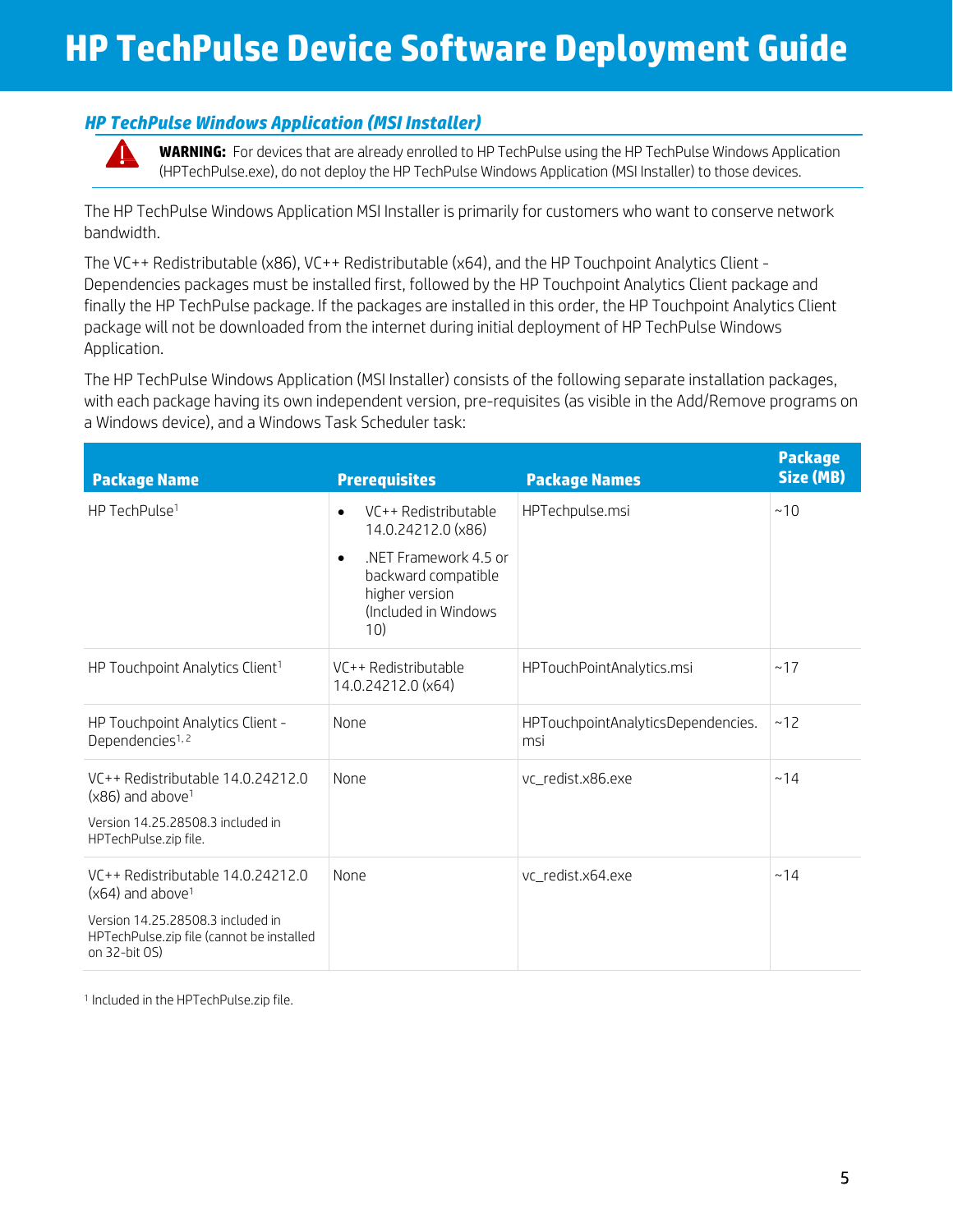# HP TechPulse Device Software Deployment Guide

## *HP TechPulse Windows Application (MSI Installer)*

**WARNING:** For devices that are already enrolled to HP TechPulse using the HP TechPulse Windows Application (HPTechPulse.exe), do not deploy the HP TechPulse Windows Application (MSI Installer) to those devices.

The HP TechPulse Windows Application MSI Installer is primarily for customers who want to conserve network bandwidth.

The VC++ Redistributable (x86), VC++ Redistributable (x64), and the HP Touchpoint Analytics Client - Dependencies packages must be installed first, followed by the HP Touchpoint Analytics Client package and finally the HP TechPulse package. If the packages are installed in this order, the HP Touchpoint Analytics Client package will not be downloaded from the internet during initial deployment of HP TechPulse Windows Application.

The HP TechPulse Windows Application (MSI Installer) consists of the following separate installation packages, with each package having its own independent version, pre-requisites (as visible in the Add/Remove programs on a Windows device), and a Windows Task Scheduler task:

| Package Name | Prerequisites | Package Names | Package Size (MB) |
| --- | --- | --- | --- |
| HP TechPulse[1] | • VC++ Redistributable 14.0.24212.0 (x86)<br>• .NET Framework 4.5 or backward compatible higher version (Included in Windows 10) | HPTechpulse.msi | ~10 |
| HP Touchpoint Analytics Client[1] | VC++ Redistributable 14.0.24212.0 (x64) | HPTouchPointAnalytics.msi | ~17 |
| HP Touchpoint Analytics Client - Dependencies[1, 2] | None | HPTouchpointAnalyticsDependencies.msi | ~12 |
| VC++ Redistributable 14.0.24212.0 (x86) and above[1]<br>Version 14.25.28508.3 included in HPTechPulse.zip file. | None | vc_redist.x86.exe | ~14 |
| VC++ Redistributable 14.0.24212.0 (x64) and above[1]<br>Version 14.25.28508.3 included in HPTechPulse.zip file (cannot be installed on 32-bit OS) | None | vc_redist.x64.exe | ~14 |

[1] Included in the HPTechPulse.zip file.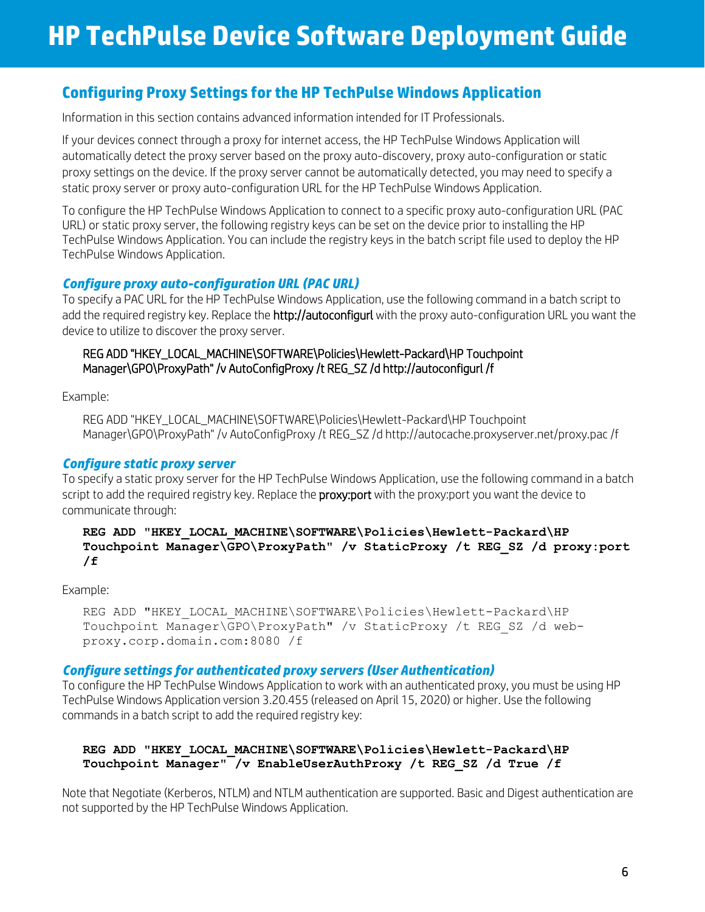# HP TechPulse Device Software Deployment Guide

## Configuring Proxy Settings for the HP TechPulse Windows Application

Information in this section contains advanced information intended for IT Professionals.

If your devices connect through a proxy for internet access, the HP TechPulse Windows Application will automatically detect the proxy server based on the proxy auto-discovery, proxy auto-configuration or static proxy settings on the device. If the proxy server cannot be automatically detected, you may need to specify a static proxy server or proxy auto-configuration URL for the HP TechPulse Windows Application.

To configure the HP TechPulse Windows Application to connect to a specific proxy auto-configuration URL (PAC URL) or static proxy server, the following registry keys can be set on the device prior to installing the HP TechPulse Windows Application. You can include the registry keys in the batch script file used to deploy the HP TechPulse Windows Application.

### *Configure proxy auto-configuration URL (PAC URL)*

To specify a PAC URL for the HP TechPulse Windows Application, use the following command in a batch script to add the required registry key. Replace the http://autoconfigurl with the proxy auto-configuration URL you want the device to utilize to discover the proxy server.

```
REG ADD "HKEY_LOCAL_MACHINE\SOFTWARE\Policies\Hewlett-Packard\HP Touchpoint Manager\GPO\ProxyPath" /v AutoConfigProxy /t REG_SZ /d http://autoconfigurl /f
```

Example:

```
REG ADD "HKEY_LOCAL_MACHINE\SOFTWARE\Policies\Hewlett-Packard\HP Touchpoint Manager\GPO\ProxyPath" /v AutoConfigProxy /t REG_SZ /d http://autocache.proxyserver.net/proxy.pac /f
```

### *Configure static proxy server*

To specify a static proxy server for the HP TechPulse Windows Application, use the following command in a batch script to add the required registry key. Replace the proxy:port with the proxy:port you want the device to communicate through:

```
REG ADD "HKEY_LOCAL_MACHINE\SOFTWARE\Policies\Hewlett-Packard\HP Touchpoint Manager\GPO\ProxyPath" /v StaticProxy /t REG_SZ /d proxy:port /f
```

Example:

```
REG ADD "HKEY_LOCAL_MACHINE\SOFTWARE\Policies\Hewlett-Packard\HP Touchpoint Manager\GPO\ProxyPath" /v StaticProxy /t REG_SZ /d web-proxy.corp.domain.com:8080 /f
```

### *Configure settings for authenticated proxy servers (User Authentication)*

To configure the HP TechPulse Windows Application to work with an authenticated proxy, you must be using HP TechPulse Windows Application version 3.20.455 (released on April 15, 2020) or higher. Use the following commands in a batch script to add the required registry key:

```
REG ADD "HKEY_LOCAL_MACHINE\SOFTWARE\Policies\Hewlett-Packard\HP Touchpoint Manager" /v EnableUserAuthProxy /t REG_SZ /d True /f
```

Note that Negotiate (Kerberos, NTLM) and NTLM authentication are supported. Basic and Digest authentication are not supported by the HP TechPulse Windows Application.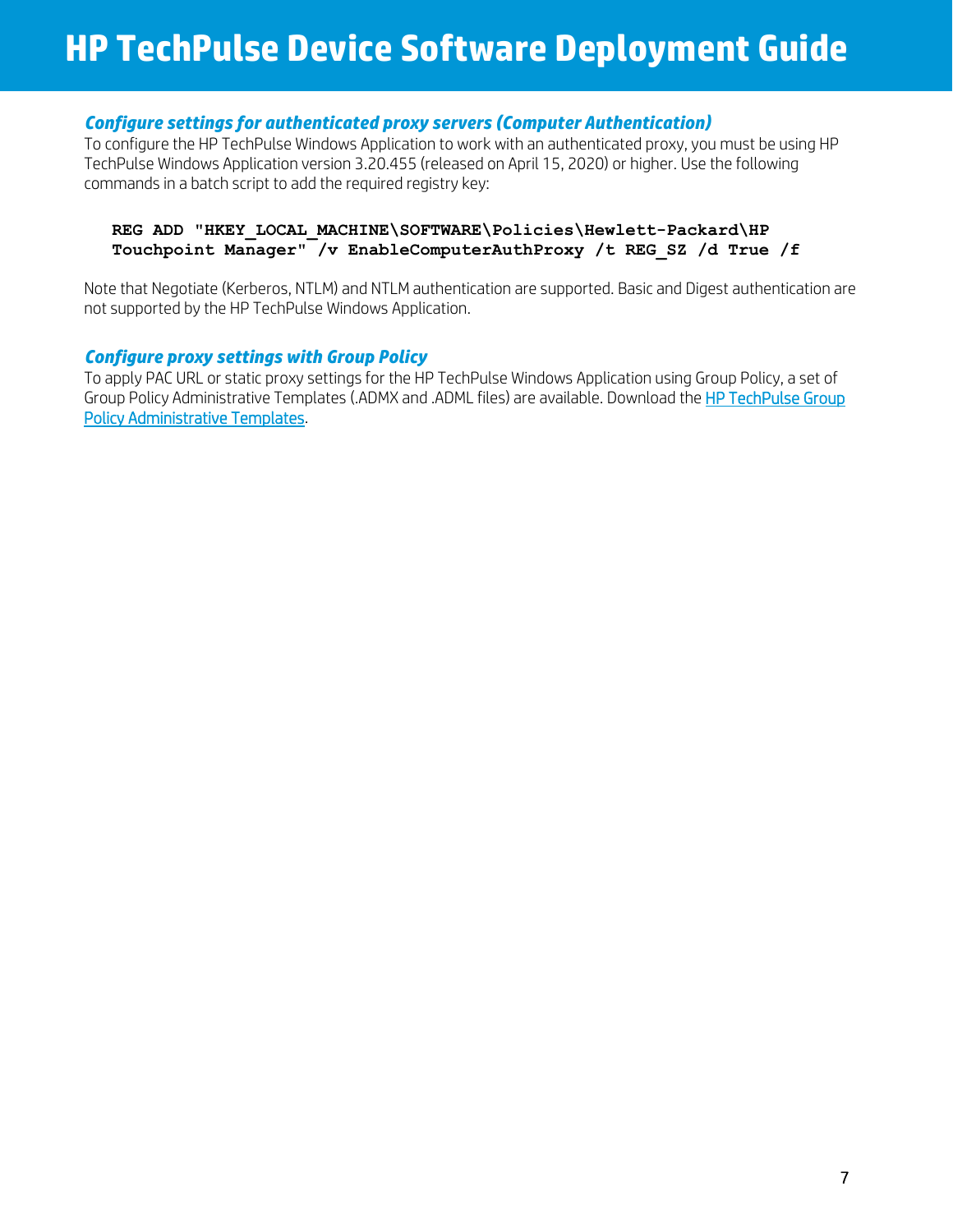### *Configure settings for authenticated proxy servers (Computer Authentication)*

To configure the HP TechPulse Windows Application to work with an authenticated proxy, you must be using HP TechPulse Windows Application version 3.20.455 (released on April 15, 2020) or higher. Use the following commands in a batch script to add the required registry key:

```
REG ADD "HKEY_LOCAL_MACHINE\SOFTWARE\Policies\Hewlett-Packard\HP Touchpoint Manager" /v EnableComputerAuthProxy /t REG_SZ /d True /f
```

Note that Negotiate (Kerberos, NTLM) and NTLM authentication are supported. Basic and Digest authentication are not supported by the HP TechPulse Windows Application.

### *Configure proxy settings with Group Policy*

To apply PAC URL or static proxy settings for the HP TechPulse Windows Application using Group Policy, a set of Group Policy Administrative Templates (.ADMX and .ADML files) are available. Download the HP TechPulse Group Policy Administrative Templates.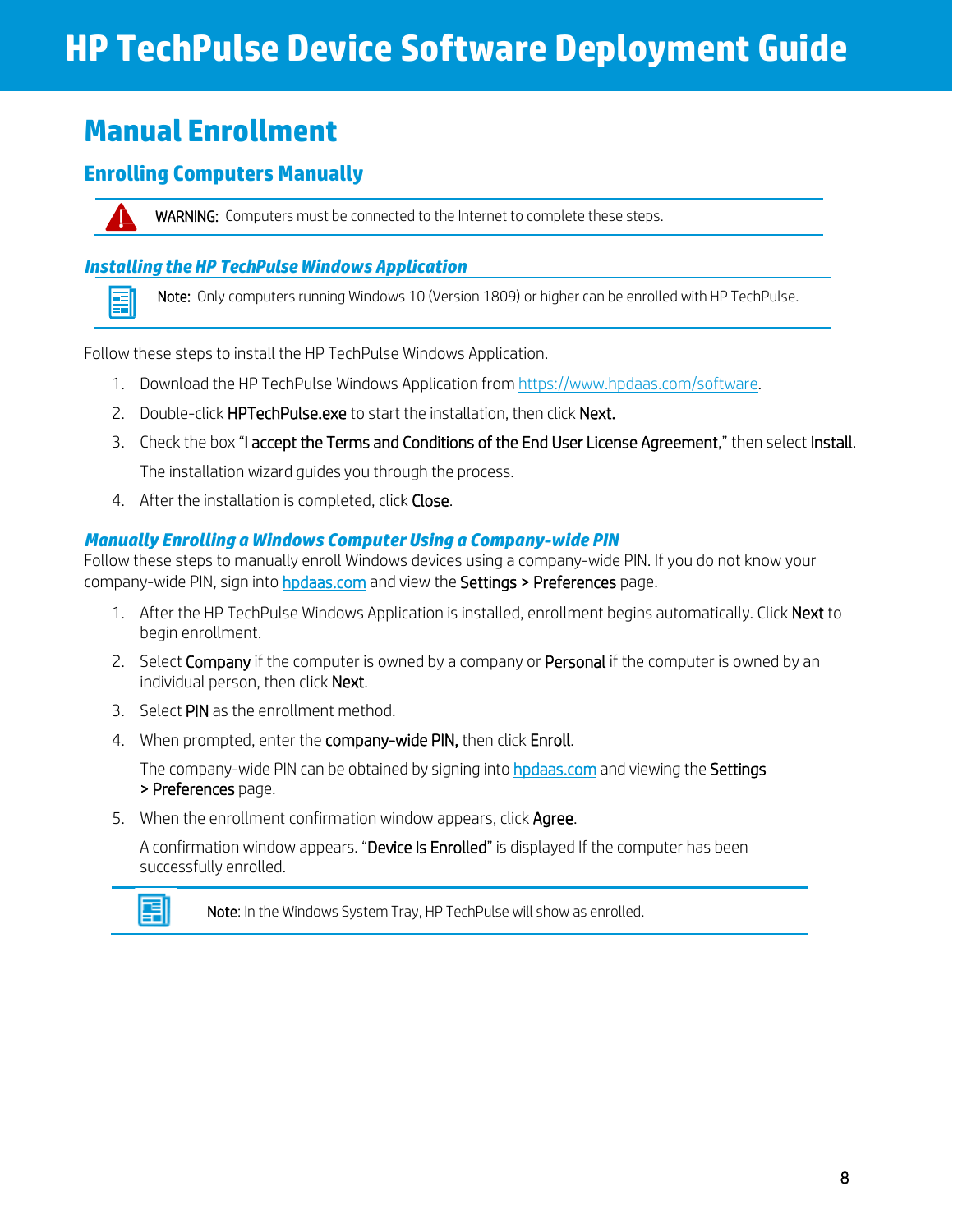# Manual Enrollment

## Enrolling Computers Manually

> **WARNING:** Computers must be connected to the Internet to complete these steps.

### *Installing the HP TechPulse Windows Application*

> **Note:** Only computers running Windows 10 (Version 1809) or higher can be enrolled with HP TechPulse.

Follow these steps to install the HP TechPulse Windows Application.

1. Download the HP TechPulse Windows Application from https://www.hpdaas.com/software.
2. Double-click **HPTechPulse.exe** to start the installation, then click **Next.**
3. Check the box "**I accept the Terms and Conditions of the End User License Agreement**," then select **Install**.

   The installation wizard guides you through the process.
4. After the installation is completed, click **Close**.

### *Manually Enrolling a Windows Computer Using a Company-wide PIN*

Follow these steps to manually enroll Windows devices using a company-wide PIN. If you do not know your company-wide PIN, sign into hpdaas.com and view the **Settings > Preferences** page.

1. After the HP TechPulse Windows Application is installed, enrollment begins automatically. Click **Next** to begin enrollment.
2. Select **Company** if the computer is owned by a company or **Personal** if the computer is owned by an individual person, then click **Next**.
3. Select **PIN** as the enrollment method.
4. When prompted, enter the **company-wide PIN,** then click **Enroll**.

   The company-wide PIN can be obtained by signing into hpdaas.com and viewing the **Settings > Preferences** page.
5. When the enrollment confirmation window appears, click **Agree**.

   A confirmation window appears. "**Device Is Enrolled**" is displayed If the computer has been successfully enrolled.

> **Note**: In the Windows System Tray, HP TechPulse will show as enrolled.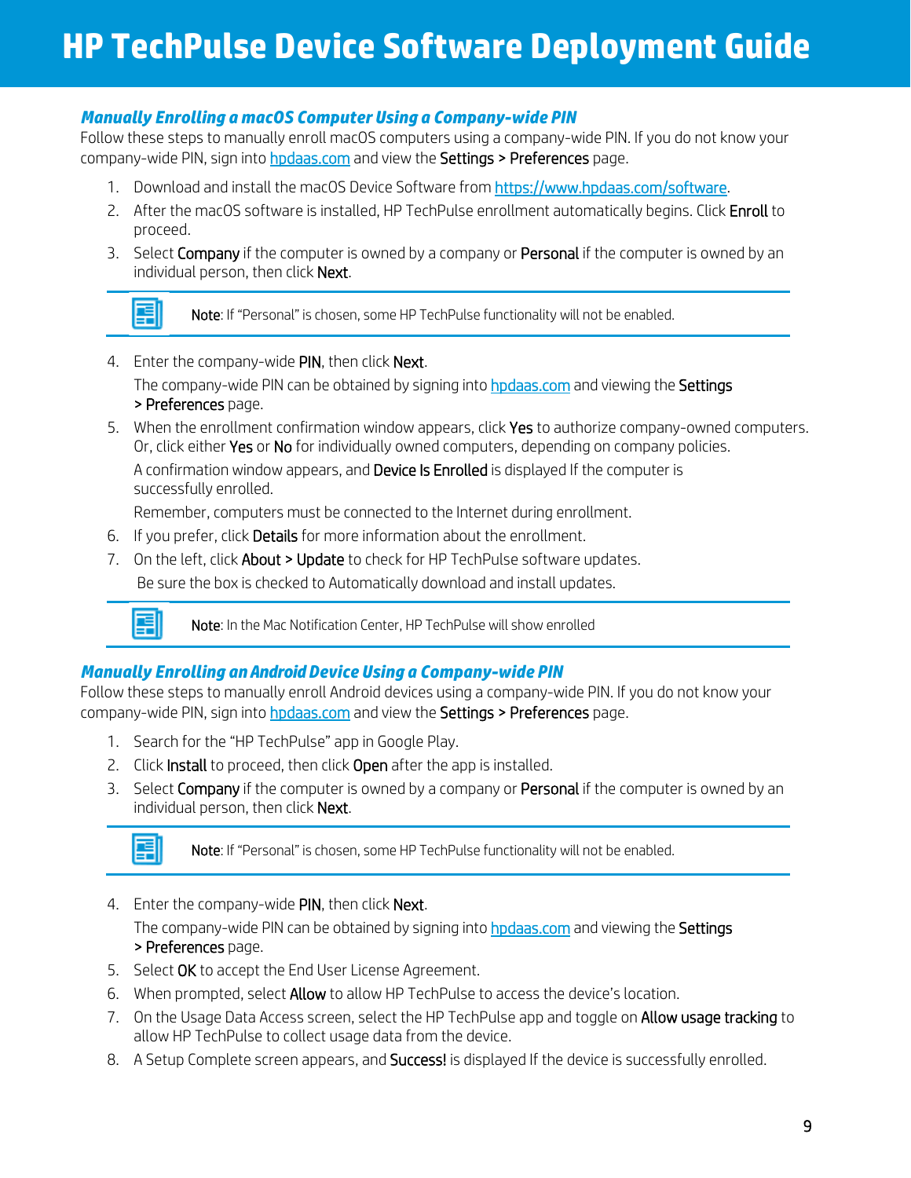### *Manually Enrolling a macOS Computer Using a Company-wide PIN*

Follow these steps to manually enroll macOS computers using a company-wide PIN. If you do not know your company-wide PIN, sign into [hpdaas.com](hpdaas.com) and view the **Settings > Preferences** page.

1. Download and install the macOS Device Software from [https://www.hpdaas.com/software](https://www.hpdaas.com/software).
2. After the macOS software is installed, HP TechPulse enrollment automatically begins. Click **Enroll** to proceed.
3. Select **Company** if the computer is owned by a company or **Personal** if the computer is owned by an individual person, then click **Next**.

> **Note**: If "Personal" is chosen, some HP TechPulse functionality will not be enabled.

4. Enter the company-wide **PIN**, then click **Next**.

   The company-wide PIN can be obtained by signing into [hpdaas.com](hpdaas.com) and viewing the **Settings > Preferences** page.
5. When the enrollment confirmation window appears, click **Yes** to authorize company-owned computers. Or, click either **Yes** or **No** for individually owned computers, depending on company policies.

   A confirmation window appears, and **Device Is Enrolled** is displayed If the computer is successfully enrolled.

   Remember, computers must be connected to the Internet during enrollment.
6. If you prefer, click **Details** for more information about the enrollment.
7. On the left, click **About > Update** to check for HP TechPulse software updates.

   Be sure the box is checked to Automatically download and install updates.

> **Note**: In the Mac Notification Center, HP TechPulse will show enrolled

### *Manually Enrolling an Android Device Using a Company-wide PIN*

Follow these steps to manually enroll Android devices using a company-wide PIN. If you do not know your company-wide PIN, sign into [hpdaas.com](hpdaas.com) and view the **Settings > Preferences** page.

1. Search for the "HP TechPulse" app in Google Play.
2. Click **Install** to proceed, then click **Open** after the app is installed.
3. Select **Company** if the computer is owned by a company or **Personal** if the computer is owned by an individual person, then click **Next**.

> **Note**: If "Personal" is chosen, some HP TechPulse functionality will not be enabled.

4. Enter the company-wide **PIN**, then click **Next**.

   The company-wide PIN can be obtained by signing into [hpdaas.com](hpdaas.com) and viewing the **Settings > Preferences** page.
5. Select **OK** to accept the End User License Agreement.
6. When prompted, select **Allow** to allow HP TechPulse to access the device's location.
7. On the Usage Data Access screen, select the HP TechPulse app and toggle on **Allow usage tracking** to allow HP TechPulse to collect usage data from the device.
8. A Setup Complete screen appears, and **Success!** is displayed If the device is successfully enrolled.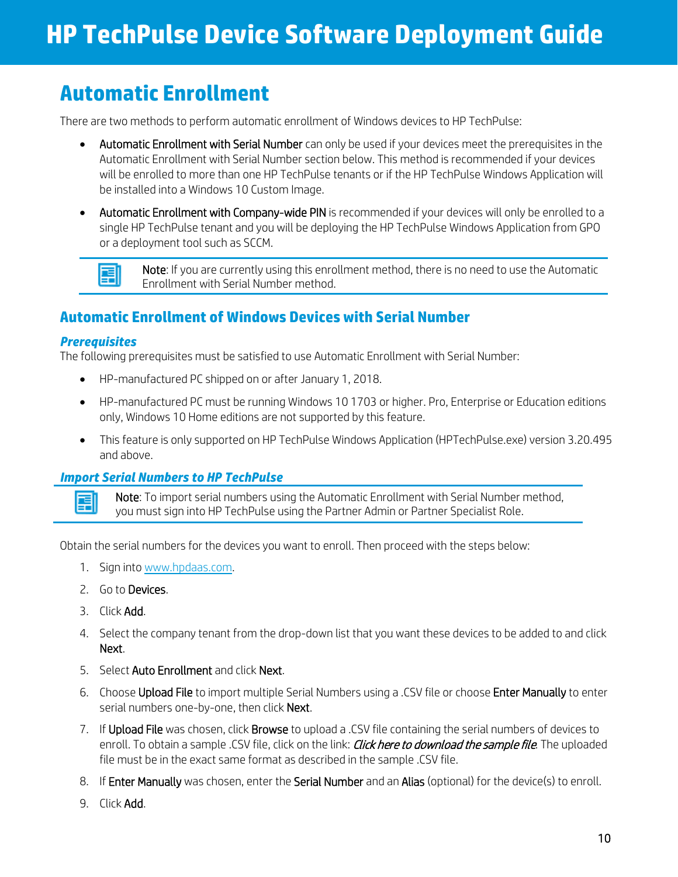# Automatic Enrollment

There are two methods to perform automatic enrollment of Windows devices to HP TechPulse:

- **Automatic Enrollment with Serial Number** can only be used if your devices meet the prerequisites in the Automatic Enrollment with Serial Number section below. This method is recommended if your devices will be enrolled to more than one HP TechPulse tenants or if the HP TechPulse Windows Application will be installed into a Windows 10 Custom Image.
- **Automatic Enrollment with Company-wide PIN** is recommended if your devices will only be enrolled to a single HP TechPulse tenant and you will be deploying the HP TechPulse Windows Application from GPO or a deployment tool such as SCCM.

> **Note**: If you are currently using this enrollment method, there is no need to use the Automatic Enrollment with Serial Number method.

## Automatic Enrollment of Windows Devices with Serial Number

### *Prerequisites*

The following prerequisites must be satisfied to use Automatic Enrollment with Serial Number:

- HP-manufactured PC shipped on or after January 1, 2018.
- HP-manufactured PC must be running Windows 10 1703 or higher. Pro, Enterprise or Education editions only, Windows 10 Home editions are not supported by this feature.
- This feature is only supported on HP TechPulse Windows Application (HPTechPulse.exe) version 3.20.495 and above.

### *Import Serial Numbers to HP TechPulse*

> **Note**: To import serial numbers using the Automatic Enrollment with Serial Number method, you must sign into HP TechPulse using the Partner Admin or Partner Specialist Role.

Obtain the serial numbers for the devices you want to enroll. Then proceed with the steps below:

1. Sign into www.hpdaas.com.
2. Go to **Devices**.
3. Click **Add**.
4. Select the company tenant from the drop-down list that you want these devices to be added to and click **Next**.
5. Select **Auto Enrollment** and click **Next**.
6. Choose **Upload File** to import multiple Serial Numbers using a .CSV file or choose **Enter Manually** to enter serial numbers one-by-one, then click **Next**.
7. If **Upload File** was chosen, click **Browse** to upload a .CSV file containing the serial numbers of devices to enroll. To obtain a sample .CSV file, click on the link: *Click here to download the sample file*. The uploaded file must be in the exact same format as described in the sample .CSV file.
8. If **Enter Manually** was chosen, enter the **Serial Number** and an **Alias** (optional) for the device(s) to enroll.
9. Click **Add**.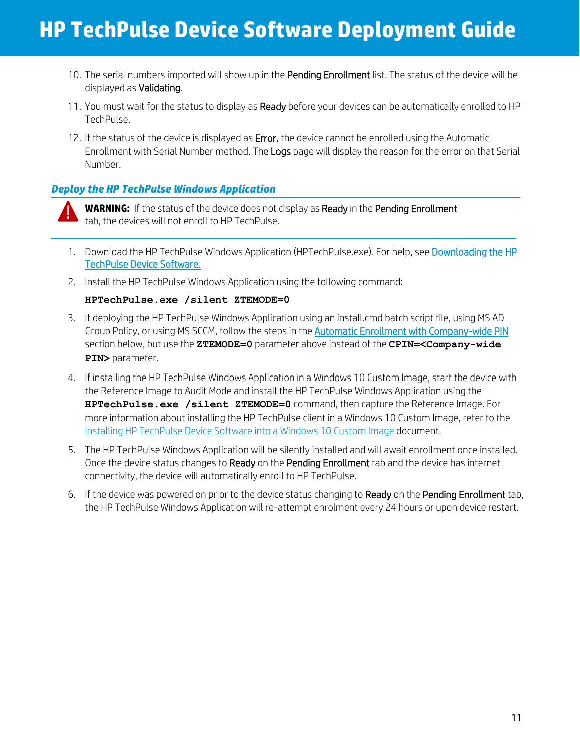10. The serial numbers imported will show up in the Pending Enrollment list. The status of the device will be displayed as Validating.
11. You must wait for the status to display as Ready before your devices can be automatically enrolled to HP TechPulse.
12. If the status of the device is displayed as Error, the device cannot be enrolled using the Automatic Enrollment with Serial Number method. The Logs page will display the reason for the error on that Serial Number.

### *Deploy the HP TechPulse Windows Application*

**WARNING:** If the status of the device does not display as Ready in the Pending Enrollment tab, the devices will not enroll to HP TechPulse.

1. Download the HP TechPulse Windows Application (HPTechPulse.exe). For help, see Downloading the HP TechPulse Device Software.
2. Install the HP TechPulse Windows Application using the following command:

   **`HPTechPulse.exe /silent ZTEMODE=0`**

3. If deploying the HP TechPulse Windows Application using an install.cmd batch script file, using MS AD Group Policy, or using MS SCCM, follow the steps in the Automatic Enrollment with Company-wide PIN section below, but use the **`ZTEMODE=0`** parameter above instead of the **`CPIN=<Company-wide PIN>`** parameter.
4. If installing the HP TechPulse Windows Application in a Windows 10 Custom Image, start the device with the Reference Image to Audit Mode and install the HP TechPulse Windows Application using the **`HPTechPulse.exe /silent ZTEMODE=0`** command, then capture the Reference Image. For more information about installing the HP TechPulse client in a Windows 10 Custom Image, refer to the Installing HP TechPulse Device Software into a Windows 10 Custom Image document.
5. The HP TechPulse Windows Application will be silently installed and will await enrollment once installed. Once the device status changes to Ready on the Pending Enrollment tab and the device has internet connectivity, the device will automatically enroll to HP TechPulse.
6. If the device was powered on prior to the device status changing to Ready on the Pending Enrollment tab, the HP TechPulse Windows Application will re-attempt enrolment every 24 hours or upon device restart.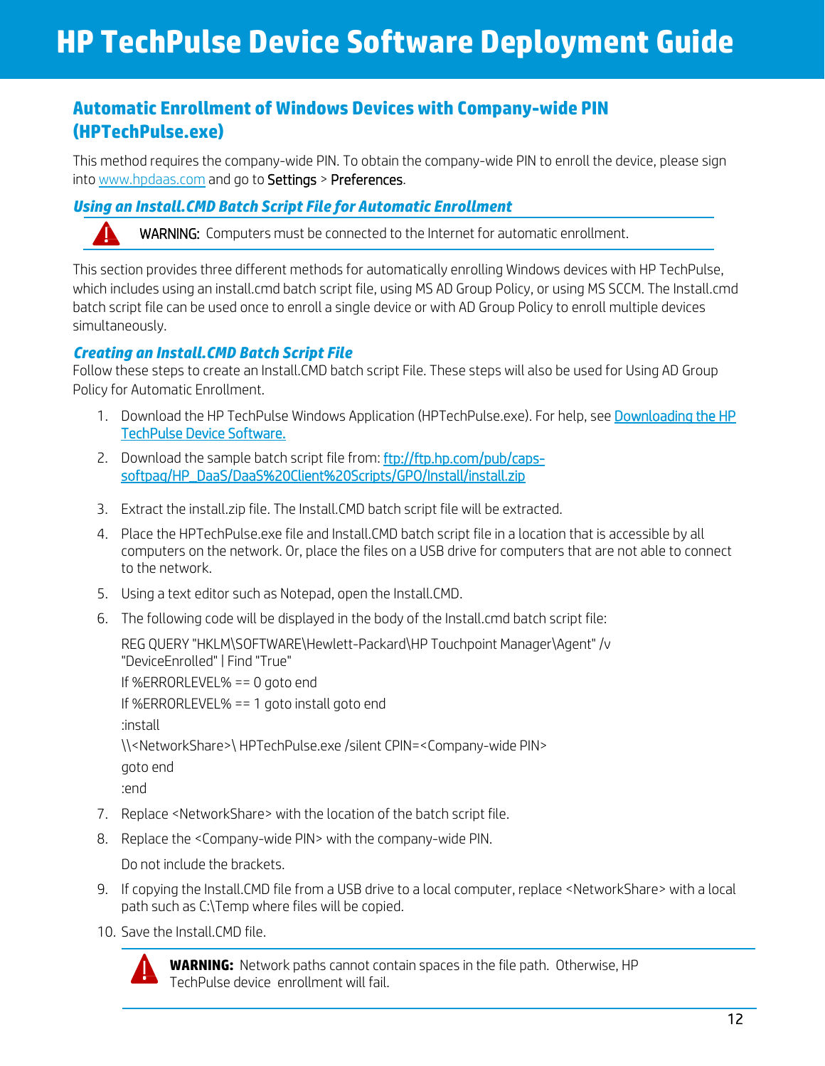# HP TechPulse Device Software Deployment Guide

## Automatic Enrollment of Windows Devices with Company-wide PIN (HPTechPulse.exe)

This method requires the company-wide PIN. To obtain the company-wide PIN to enroll the device, please sign into www.hpdaas.com and go to Settings > Preferences.

### *Using an Install.CMD Batch Script File for Automatic Enrollment*

WARNING: Computers must be connected to the Internet for automatic enrollment.

This section provides three different methods for automatically enrolling Windows devices with HP TechPulse, which includes using an install.cmd batch script file, using MS AD Group Policy, or using MS SCCM. The Install.cmd batch script file can be used once to enroll a single device or with AD Group Policy to enroll multiple devices simultaneously.

### *Creating an Install.CMD Batch Script File*

Follow these steps to create an Install.CMD batch script File. These steps will also be used for Using AD Group Policy for Automatic Enrollment.

1. Download the HP TechPulse Windows Application (HPTechPulse.exe). For help, see Downloading the HP TechPulse Device Software.
2. Download the sample batch script file from: ftp://ftp.hp.com/pub/caps-softpaq/HP_DaaS/DaaS%20Client%20Scripts/GPO/Install/install.zip
3. Extract the install.zip file. The Install.CMD batch script file will be extracted.
4. Place the HPTechPulse.exe file and Install.CMD batch script file in a location that is accessible by all computers on the network. Or, place the files on a USB drive for computers that are not able to connect to the network.
5. Using a text editor such as Notepad, open the Install.CMD.
6. The following code will be displayed in the body of the Install.cmd batch script file:

```
REG QUERY "HKLM\SOFTWARE\Hewlett-Packard\HP Touchpoint Manager\Agent" /v
"DeviceEnrolled" | Find "True"
If %ERRORLEVEL% == 0 goto end
If %ERRORLEVEL% == 1 goto install goto end
:install
\\<NetworkShare>\ HPTechPulse.exe /silent CPIN=<Company-wide PIN>
goto end
:end
```

7. Replace <NetworkShare> with the location of the batch script file.
8. Replace the <Company-wide PIN> with the company-wide PIN.

   Do not include the brackets.
9. If copying the Install.CMD file from a USB drive to a local computer, replace <NetworkShare> with a local path such as C:\Temp where files will be copied.
10. Save the Install.CMD file.

**WARNING:** Network paths cannot contain spaces in the file path. Otherwise, HP TechPulse device enrollment will fail.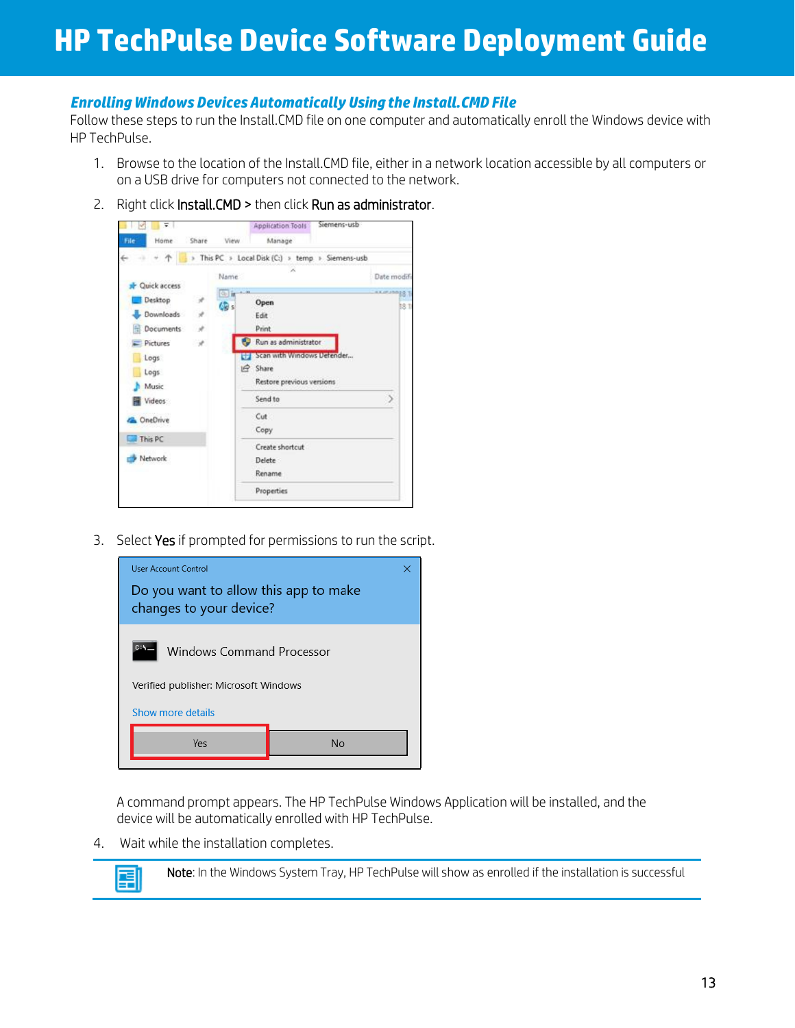## *Enrolling Windows Devices Automatically Using the Install.CMD File*

Follow these steps to run the Install.CMD file on one computer and automatically enroll the Windows device with HP TechPulse.

1. Browse to the location of the Install.CMD file, either in a network location accessible by all computers or on a USB drive for computers not connected to the network.
2. Right click **Install.CMD** > then click **Run as administrator**.
3. Select **Yes** if prompted for permissions to run the script.

   A command prompt appears. The HP TechPulse Windows Application will be installed, and the device will be automatically enrolled with HP TechPulse.

4. Wait while the installation completes.

**Note**: In the Windows System Tray, HP TechPulse will show as enrolled if the installation is successful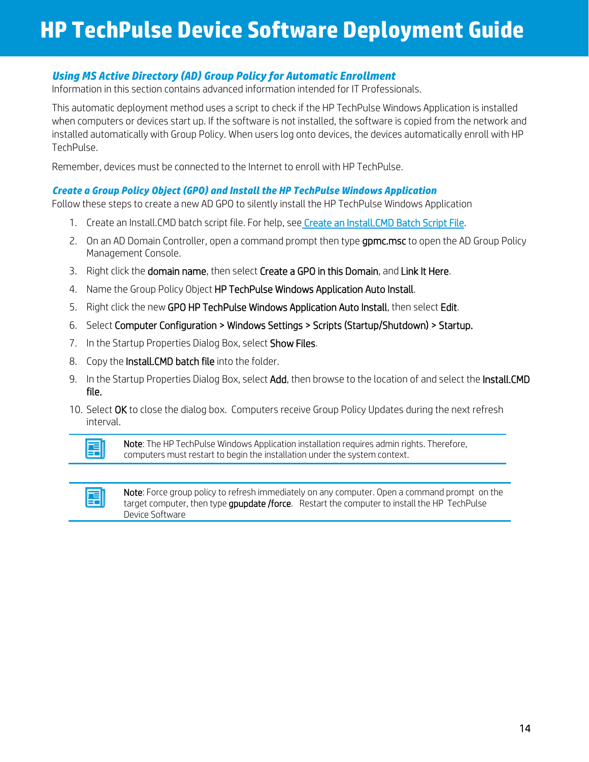## Using MS Active Directory (AD) Group Policy for Automatic Enrollment

Information in this section contains advanced information intended for IT Professionals.

This automatic deployment method uses a script to check if the HP TechPulse Windows Application is installed when computers or devices start up. If the software is not installed, the software is copied from the network and installed automatically with Group Policy. When users log onto devices, the devices automatically enroll with HP TechPulse.

Remember, devices must be connected to the Internet to enroll with HP TechPulse.

### Create a Group Policy Object (GPO) and Install the HP TechPulse Windows Application

Follow these steps to create a new AD GPO to silently install the HP TechPulse Windows Application

1. Create an Install.CMD batch script file. For help, see Create an Install.CMD Batch Script File.
2. On an AD Domain Controller, open a command prompt then type **gpmc.msc** to open the AD Group Policy Management Console.
3. Right click the **domain name**, then select **Create a GPO in this Domain**, and **Link It Here**.
4. Name the Group Policy Object **HP TechPulse Windows Application Auto Install**.
5. Right click the new **GPO HP TechPulse Windows Application Auto Install**, then select **Edit**.
6. Select **Computer Configuration > Windows Settings > Scripts (Startup/Shutdown) > Startup.**
7. In the Startup Properties Dialog Box, select **Show Files**.
8. Copy the **Install.CMD batch file** into the folder.
9. In the Startup Properties Dialog Box, select **Add**, then browse to the location of and select the **Install.CMD file.**
10. Select **OK** to close the dialog box. Computers receive Group Policy Updates during the next refresh interval.

> **Note**: The HP TechPulse Windows Application installation requires admin rights. Therefore, computers must restart to begin the installation under the system context.

> **Note**: Force group policy to refresh immediately on any computer. Open a command prompt on the target computer, then type **gpupdate /force**. Restart the computer to install the HP TechPulse Device Software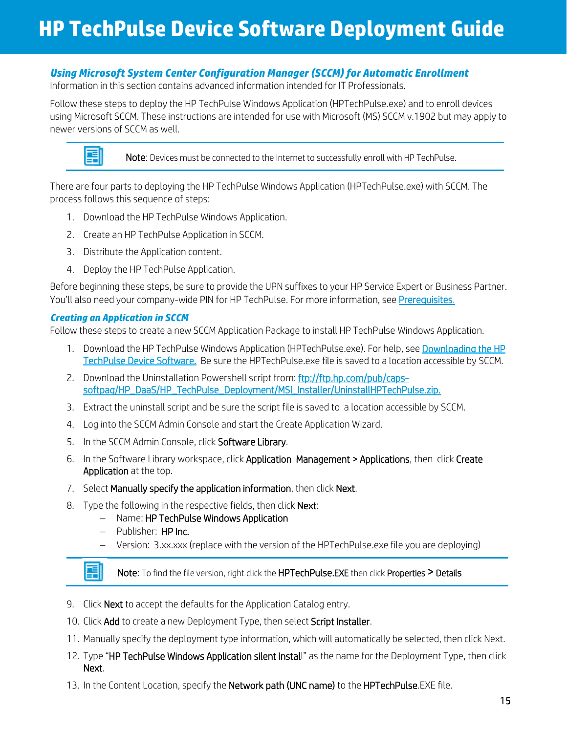# HP TechPulse Device Software Deployment Guide

### *Using Microsoft System Center Configuration Manager (SCCM) for Automatic Enrollment*

Information in this section contains advanced information intended for IT Professionals.

Follow these steps to deploy the HP TechPulse Windows Application (HPTechPulse.exe) and to enroll devices using Microsoft SCCM. These instructions are intended for use with Microsoft (MS) SCCM v.1902 but may apply to newer versions of SCCM as well.

> **Note**: Devices must be connected to the Internet to successfully enroll with HP TechPulse.

There are four parts to deploying the HP TechPulse Windows Application (HPTechPulse.exe) with SCCM. The process follows this sequence of steps:

1. Download the HP TechPulse Windows Application.
2. Create an HP TechPulse Application in SCCM.
3. Distribute the Application content.
4. Deploy the HP TechPulse Application.

Before beginning these steps, be sure to provide the UPN suffixes to your HP Service Expert or Business Partner. You'll also need your company-wide PIN for HP TechPulse. For more information, see [Prerequisites.](#)

### *Creating an Application in SCCM*

Follow these steps to create a new SCCM Application Package to install HP TechPulse Windows Application.

1. Download the HP TechPulse Windows Application (HPTechPulse.exe). For help, see [Downloading the HP TechPulse Device Software.](#) Be sure the HPTechPulse.exe file is saved to a location accessible by SCCM.
2. Download the Uninstallation Powershell script from: [ftp://ftp.hp.com/pub/caps-softpaq/HP_DaaS/HP_TechPulse_Deployment/MSI_Installer/UninstallHPTechPulse.zip.](ftp://ftp.hp.com/pub/caps-softpaq/HP_DaaS/HP_TechPulse_Deployment/MSI_Installer/UninstallHPTechPulse.zip)
3. Extract the uninstall script and be sure the script file is saved to a location accessible by SCCM.
4. Log into the SCCM Admin Console and start the Create Application Wizard.
5. In the SCCM Admin Console, click **Software Library**.
6. In the Software Library workspace, click **Application Management** > **Applications**, then click **Create Application** at the top.
7. Select **Manually specify the application information**, then click **Next**.
8. Type the following in the respective fields, then click **Next**:
   - Name: **HP TechPulse Windows Application**
   - Publisher: **HP Inc.**
   - Version: 3.xx.xxx (replace with the version of the HPTechPulse.exe file you are deploying)

> **Note**: To find the file version, right click the **HPTechPulse.EXE** then click **Properties** > **Details**

9. Click **Next** to accept the defaults for the Application Catalog entry.
10. Click **Add** to create a new Deployment Type, then select **Script Installer**.
11. Manually specify the deployment type information, which will automatically be selected, then click Next.
12. Type "**HP TechPulse Windows Application silent install**" as the name for the Deployment Type, then click **Next**.
13. In the Content Location, specify the **Network path (UNC name)** to the **HPTechPulse**.EXE file.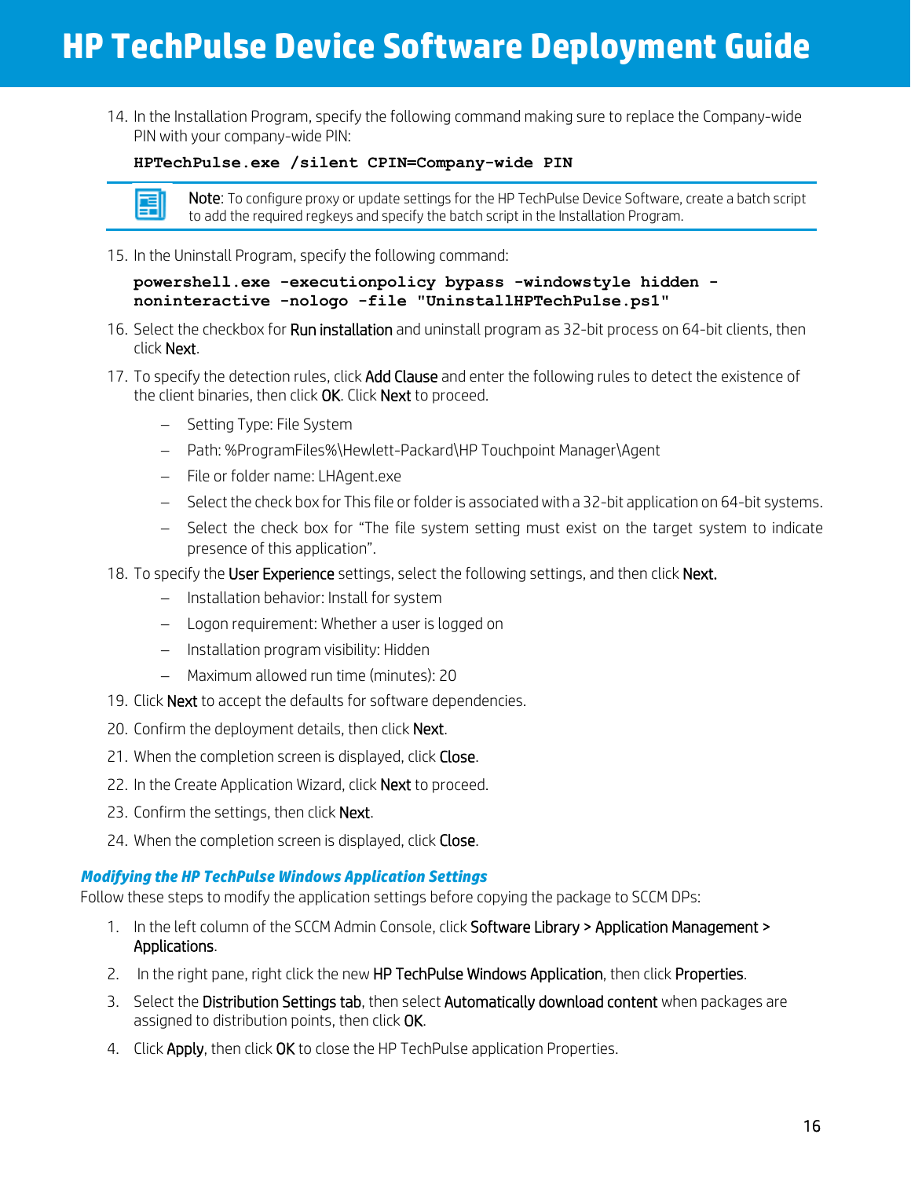14. In the Installation Program, specify the following command making sure to replace the Company-wide PIN with your company-wide PIN:

    ```
    HPTechPulse.exe /silent CPIN=Company-wide PIN
    ```

    > **Note**: To configure proxy or update settings for the HP TechPulse Device Software, create a batch script to add the required regkeys and specify the batch script in the Installation Program.

15. In the Uninstall Program, specify the following command:

    ```
    powershell.exe -executionpolicy bypass -windowstyle hidden -noninteractive -nologo -file "UninstallHPTechPulse.ps1"
    ```

16. Select the checkbox for **Run installation** and uninstall program as 32-bit process on 64-bit clients, then click **Next**.
17. To specify the detection rules, click **Add Clause** and enter the following rules to detect the existence of the client binaries, then click **OK**. Click **Next** to proceed.
    - Setting Type: File System
    - Path: %ProgramFiles%\Hewlett-Packard\HP Touchpoint Manager\Agent
    - File or folder name: LHAgent.exe
    - Select the check box for This file or folder is associated with a 32-bit application on 64-bit systems.
    - Select the check box for "The file system setting must exist on the target system to indicate presence of this application".
18. To specify the **User Experience** settings, select the following settings, and then click **Next.**
    - Installation behavior: Install for system
    - Logon requirement: Whether a user is logged on
    - Installation program visibility: Hidden
    - Maximum allowed run time (minutes): 20
19. Click **Next** to accept the defaults for software dependencies.
20. Confirm the deployment details, then click **Next**.
21. When the completion screen is displayed, click **Close**.
22. In the Create Application Wizard, click **Next** to proceed.
23. Confirm the settings, then click **Next**.
24. When the completion screen is displayed, click **Close**.

### *Modifying the HP TechPulse Windows Application Settings*

Follow these steps to modify the application settings before copying the package to SCCM DPs:

1. In the left column of the SCCM Admin Console, click **Software Library > Application Management > Applications**.
2. In the right pane, right click the new **HP TechPulse Windows Application**, then click **Properties**.
3. Select the **Distribution Settings tab**, then select **Automatically download content** when packages are assigned to distribution points, then click **OK**.
4. Click **Apply**, then click **OK** to close the HP TechPulse application Properties.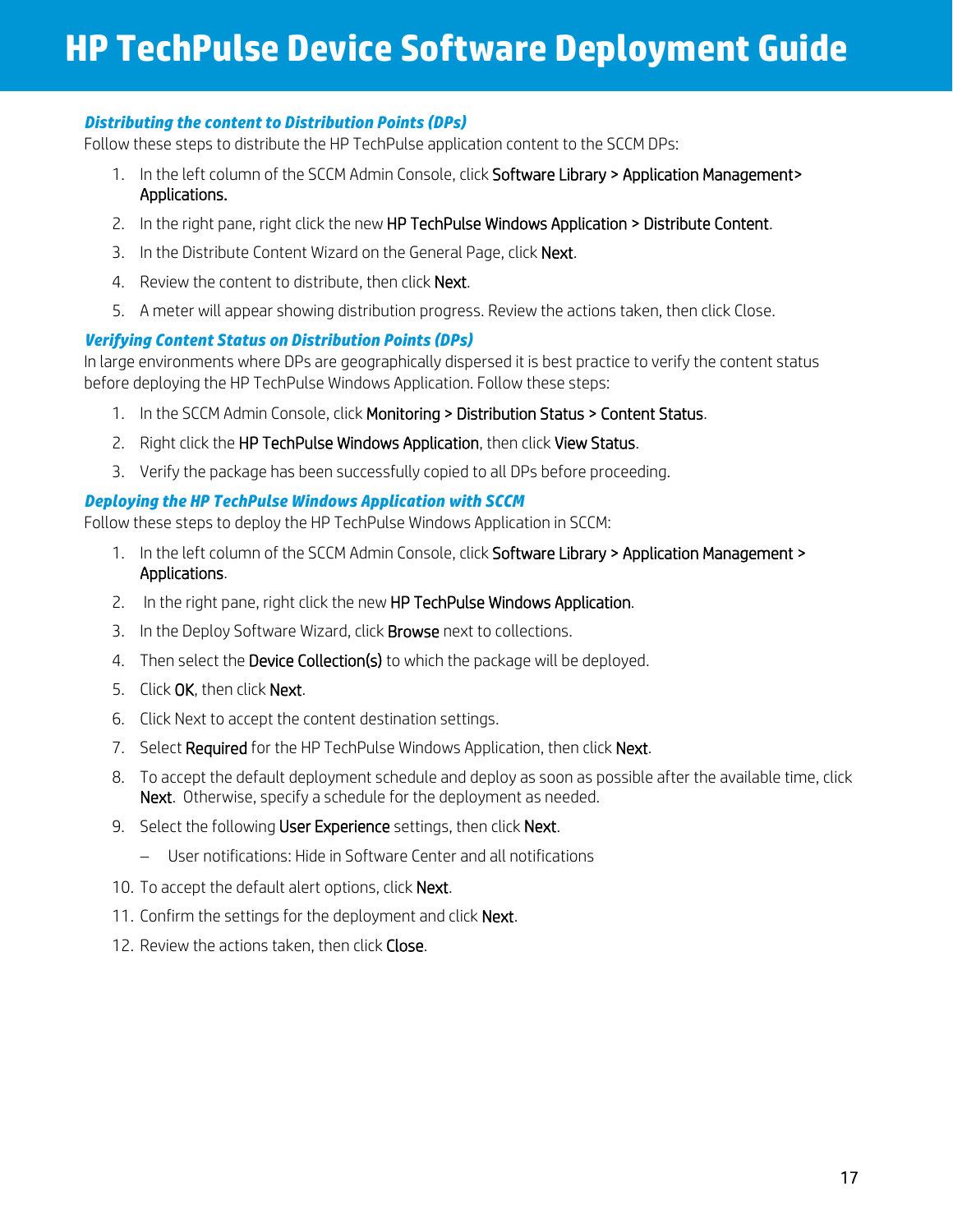### *Distributing the content to Distribution Points (DPs)*

Follow these steps to distribute the HP TechPulse application content to the SCCM DPs:

1. In the left column of the SCCM Admin Console, click Software Library > Application Management> Applications.
2. In the right pane, right click the new HP TechPulse Windows Application > Distribute Content.
3. In the Distribute Content Wizard on the General Page, click Next.
4. Review the content to distribute, then click Next.
5. A meter will appear showing distribution progress. Review the actions taken, then click Close.

### *Verifying Content Status on Distribution Points (DPs)*

In large environments where DPs are geographically dispersed it is best practice to verify the content status before deploying the HP TechPulse Windows Application. Follow these steps:

1. In the SCCM Admin Console, click Monitoring > Distribution Status > Content Status.
2. Right click the HP TechPulse Windows Application, then click View Status.
3. Verify the package has been successfully copied to all DPs before proceeding.

### *Deploying the HP TechPulse Windows Application with SCCM*

Follow these steps to deploy the HP TechPulse Windows Application in SCCM:

1. In the left column of the SCCM Admin Console, click Software Library > Application Management > Applications.
2. In the right pane, right click the new HP TechPulse Windows Application.
3. In the Deploy Software Wizard, click Browse next to collections.
4. Then select the Device Collection(s) to which the package will be deployed.
5. Click OK, then click Next.
6. Click Next to accept the content destination settings.
7. Select Required for the HP TechPulse Windows Application, then click Next.
8. To accept the default deployment schedule and deploy as soon as possible after the available time, click Next. Otherwise, specify a schedule for the deployment as needed.
9. Select the following User Experience settings, then click Next.
   - User notifications: Hide in Software Center and all notifications
10. To accept the default alert options, click Next.
11. Confirm the settings for the deployment and click Next.
12. Review the actions taken, then click Close.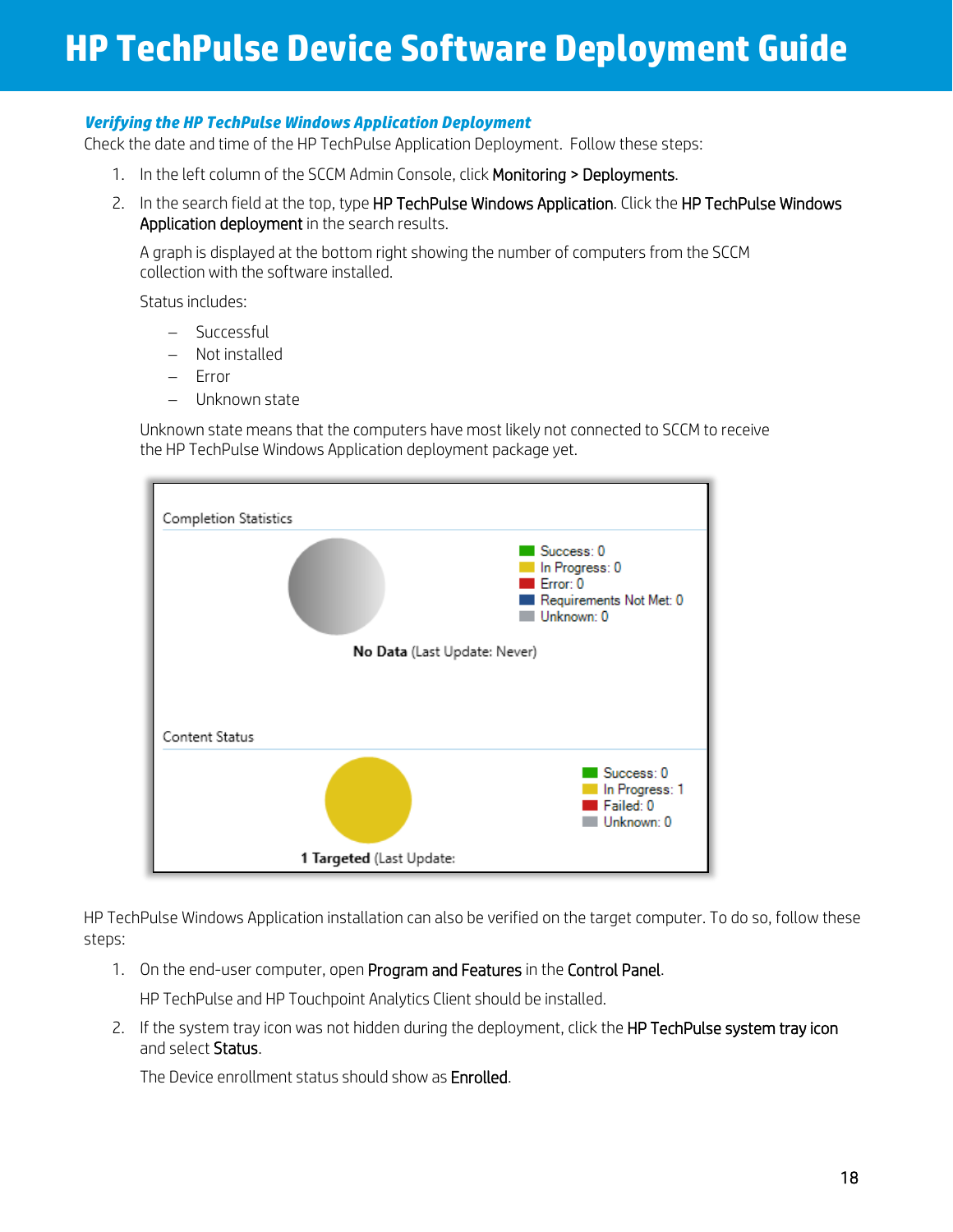### *Verifying the HP TechPulse Windows Application Deployment*

Check the date and time of the HP TechPulse Application Deployment. Follow these steps:

1. In the left column of the SCCM Admin Console, click **Monitoring** > **Deployments**.
2. In the search field at the top, type **HP TechPulse Windows Application**. Click the **HP TechPulse Windows Application deployment** in the search results.

   A graph is displayed at the bottom right showing the number of computers from the SCCM collection with the software installed.

   Status includes:

   – Successful
   – Not installed
   – Error
   – Unknown state

   Unknown state means that the computers have most likely not connected to SCCM to receive the HP TechPulse Windows Application deployment package yet.

HP TechPulse Windows Application installation can also be verified on the target computer. To do so, follow these steps:

1. On the end-user computer, open **Program and Features** in the **Control Panel**.

   HP TechPulse and HP Touchpoint Analytics Client should be installed.

2. If the system tray icon was not hidden during the deployment, click the **HP TechPulse system tray icon** and select **Status**.

   The Device enrollment status should show as **Enrolled**.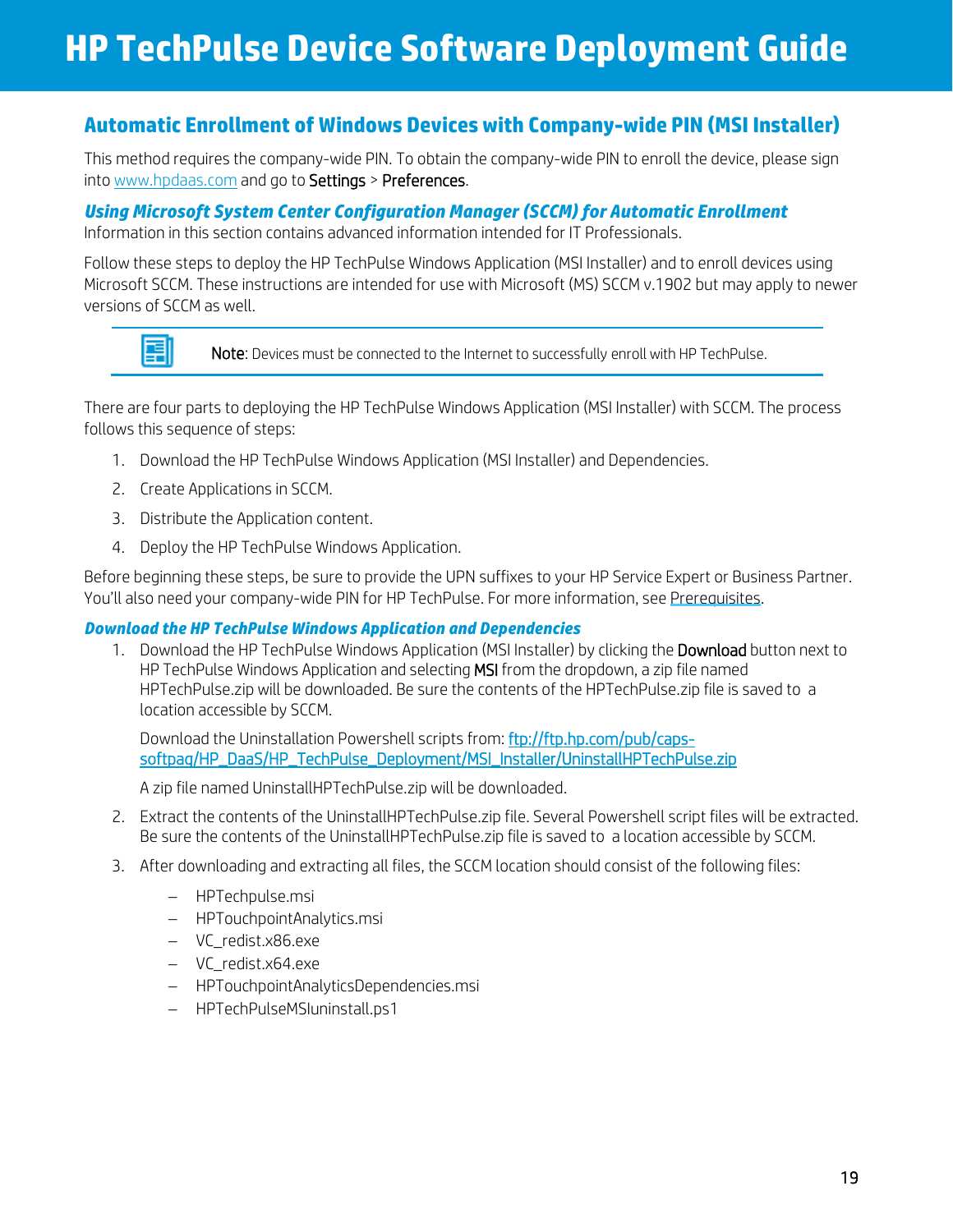## Automatic Enrollment of Windows Devices with Company-wide PIN (MSI Installer)

This method requires the company-wide PIN. To obtain the company-wide PIN to enroll the device, please sign into [www.hpdaas.com](www.hpdaas.com) and go to **Settings** > **Preferences**.

### *Using Microsoft System Center Configuration Manager (SCCM) for Automatic Enrollment*

Information in this section contains advanced information intended for IT Professionals.

Follow these steps to deploy the HP TechPulse Windows Application (MSI Installer) and to enroll devices using Microsoft SCCM. These instructions are intended for use with Microsoft (MS) SCCM v.1902 but may apply to newer versions of SCCM as well.

> **Note**: Devices must be connected to the Internet to successfully enroll with HP TechPulse.

There are four parts to deploying the HP TechPulse Windows Application (MSI Installer) with SCCM. The process follows this sequence of steps:

1. Download the HP TechPulse Windows Application (MSI Installer) and Dependencies.
2. Create Applications in SCCM.
3. Distribute the Application content.
4. Deploy the HP TechPulse Windows Application.

Before beginning these steps, be sure to provide the UPN suffixes to your HP Service Expert or Business Partner. You'll also need your company-wide PIN for HP TechPulse. For more information, see Prerequisites.

### *Download the HP TechPulse Windows Application and Dependencies*

1. Download the HP TechPulse Windows Application (MSI Installer) by clicking the **Download** button next to HP TechPulse Windows Application and selecting **MSI** from the dropdown, a zip file named HPTechPulse.zip will be downloaded. Be sure the contents of the HPTechPulse.zip file is saved to a location accessible by SCCM.

   Download the Uninstallation Powershell scripts from: [ftp://ftp.hp.com/pub/caps-softpaq/HP_DaaS/HP_TechPulse_Deployment/MSI_Installer/UninstallHPTechPulse.zip](ftp://ftp.hp.com/pub/caps-softpaq/HP_DaaS/HP_TechPulse_Deployment/MSI_Installer/UninstallHPTechPulse.zip)

   A zip file named UninstallHPTechPulse.zip will be downloaded.

2. Extract the contents of the UninstallHPTechPulse.zip file. Several Powershell script files will be extracted. Be sure the contents of the UninstallHPTechPulse.zip file is saved to a location accessible by SCCM.

3. After downloading and extracting all files, the SCCM location should consist of the following files:

   - HPTechpulse.msi
   - HPTouchpointAnalytics.msi
   - VC_redist.x86.exe
   - VC_redist.x64.exe
   - HPTouchpointAnalyticsDependencies.msi
   - HPTechPulseMSIuninstall.ps1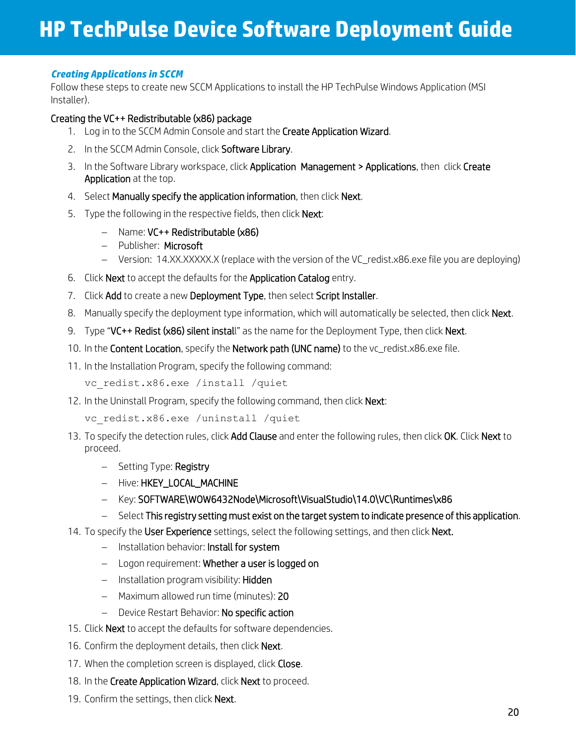### *Creating Applications in SCCM*

Follow these steps to create new SCCM Applications to install the HP TechPulse Windows Application (MSI Installer).

#### Creating the VC++ Redistributable (x86) package

1. Log in to the SCCM Admin Console and start the Create Application Wizard.
2. In the SCCM Admin Console, click Software Library.
3. In the Software Library workspace, click Application Management > Applications, then click Create Application at the top.
4. Select Manually specify the application information, then click Next.
5. Type the following in the respective fields, then click Next:
   - Name: VC++ Redistributable (x86)
   - Publisher: Microsoft
   - Version: 14.XX.XXXXX.X (replace with the version of the VC_redist.x86.exe file you are deploying)
6. Click Next to accept the defaults for the Application Catalog entry.
7. Click Add to create a new Deployment Type, then select Script Installer.
8. Manually specify the deployment type information, which will automatically be selected, then click Next.
9. Type "VC++ Redist (x86) silent install" as the name for the Deployment Type, then click Next.
10. In the Content Location, specify the Network path (UNC name) to the vc_redist.x86.exe file.
11. In the Installation Program, specify the following command:

    ```
    vc_redist.x86.exe /install /quiet
    ```

12. In the Uninstall Program, specify the following command, then click Next:

    ```
    vc_redist.x86.exe /uninstall /quiet
    ```

13. To specify the detection rules, click Add Clause and enter the following rules, then click OK. Click Next to proceed.
    - Setting Type: Registry
    - Hive: HKEY_LOCAL_MACHINE
    - Key: SOFTWARE\WOW6432Node\Microsoft\VisualStudio\14.0\VC\Runtimes\x86
    - Select This registry setting must exist on the target system to indicate presence of this application.
14. To specify the User Experience settings, select the following settings, and then click Next.
    - Installation behavior: Install for system
    - Logon requirement: Whether a user is logged on
    - Installation program visibility: Hidden
    - Maximum allowed run time (minutes): 20
    - Device Restart Behavior: No specific action
15. Click Next to accept the defaults for software dependencies.
16. Confirm the deployment details, then click Next.
17. When the completion screen is displayed, click Close.
18. In the Create Application Wizard, click Next to proceed.
19. Confirm the settings, then click Next.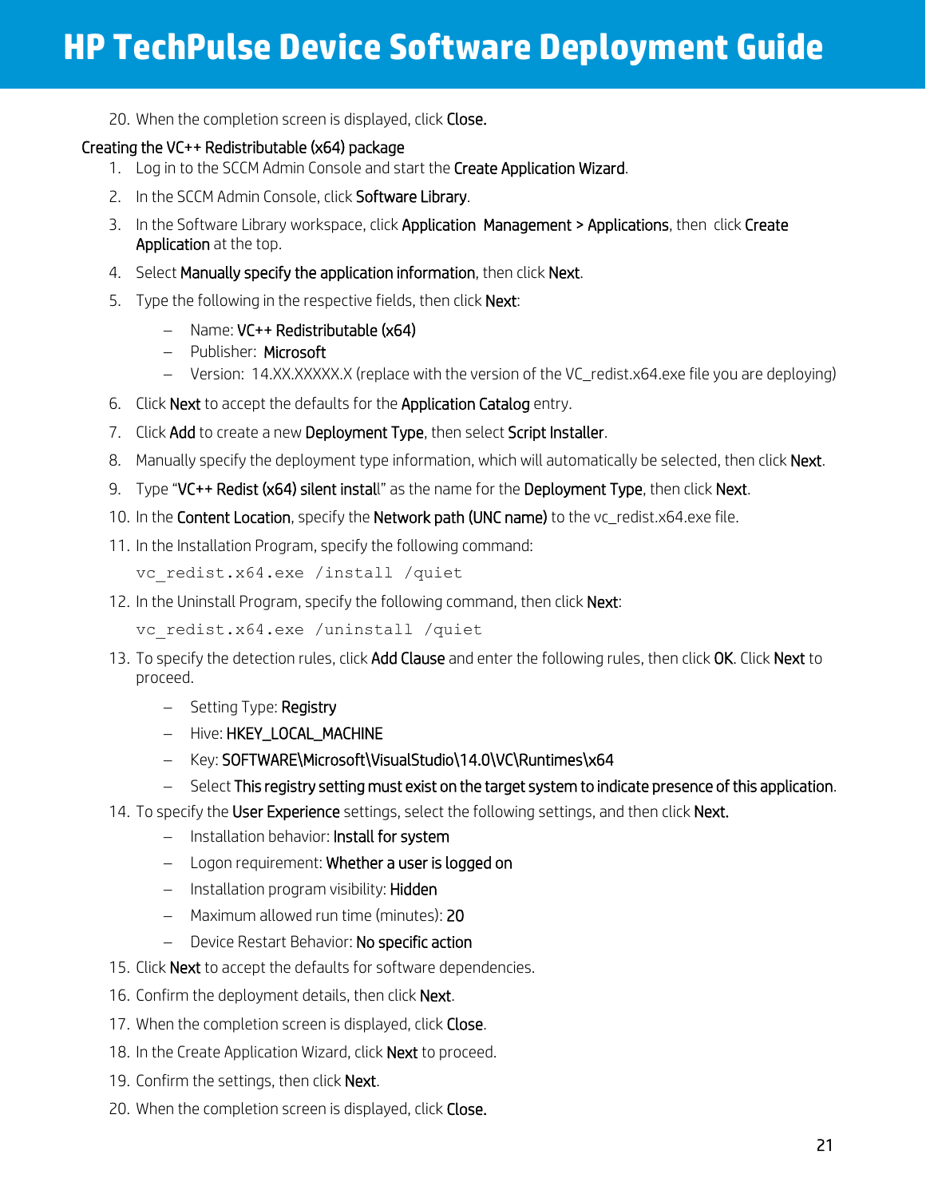20. When the completion screen is displayed, click **Close.**

### Creating the VC++ Redistributable (x64) package

1. Log in to the SCCM Admin Console and start the **Create Application Wizard**.
2. In the SCCM Admin Console, click **Software Library**.
3. In the Software Library workspace, click **Application Management > Applications**, then click **Create Application** at the top.
4. Select **Manually specify the application information**, then click **Next**.
5. Type the following in the respective fields, then click **Next**:
   - Name: **VC++ Redistributable (x64)**
   - Publisher: **Microsoft**
   - Version: 14.XX.XXXXX.X (replace with the version of the VC_redist.x64.exe file you are deploying)
6. Click **Next** to accept the defaults for the **Application Catalog** entry.
7. Click **Add** to create a new **Deployment Type**, then select **Script Installer**.
8. Manually specify the deployment type information, which will automatically be selected, then click **Next**.
9. Type "**VC++ Redist (x64) silent install**" as the name for the **Deployment Type**, then click **Next**.
10. In the **Content Location**, specify the **Network path (UNC name)** to the vc_redist.x64.exe file.
11. In the Installation Program, specify the following command:

    ```
    vc_redist.x64.exe /install /quiet
    ```

12. In the Uninstall Program, specify the following command, then click **Next**:

    ```
    vc_redist.x64.exe /uninstall /quiet
    ```

13. To specify the detection rules, click **Add Clause** and enter the following rules, then click **OK**. Click **Next** to proceed.
    - Setting Type: **Registry**
    - Hive: **HKEY_LOCAL_MACHINE**
    - Key: **SOFTWARE\Microsoft\VisualStudio\14.0\VC\Runtimes\x64**
    - Select **This registry setting must exist on the target system to indicate presence of this application**.
14. To specify the **User Experience** settings, select the following settings, and then click **Next.**
    - Installation behavior: **Install for system**
    - Logon requirement: **Whether a user is logged on**
    - Installation program visibility: **Hidden**
    - Maximum allowed run time (minutes): **20**
    - Device Restart Behavior: **No specific action**
15. Click **Next** to accept the defaults for software dependencies.
16. Confirm the deployment details, then click **Next**.
17. When the completion screen is displayed, click **Close**.
18. In the Create Application Wizard, click **Next** to proceed.
19. Confirm the settings, then click **Next**.
20. When the completion screen is displayed, click **Close.**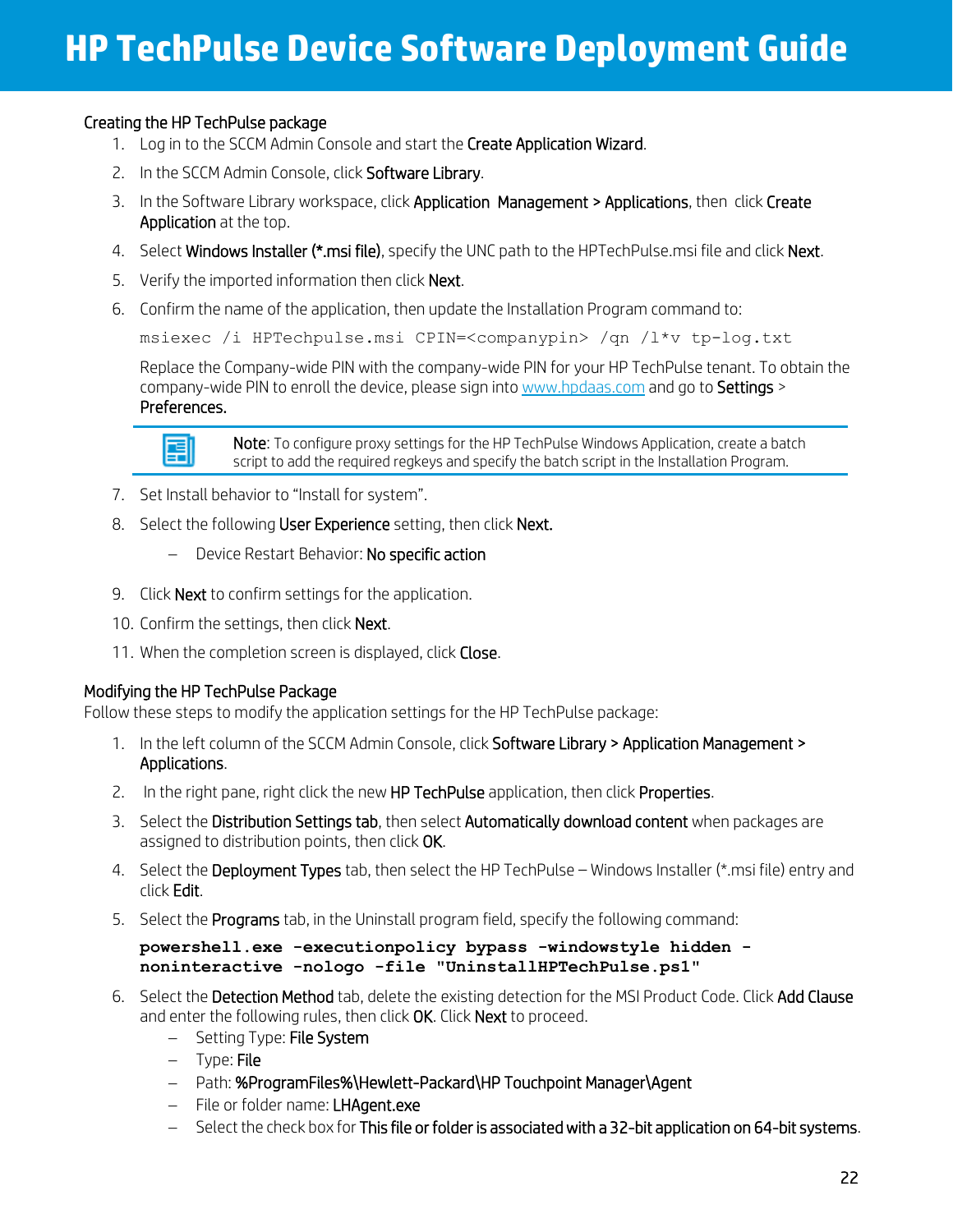### Creating the HP TechPulse package

1. Log in to the SCCM Admin Console and start the **Create Application Wizard**.
2. In the SCCM Admin Console, click **Software Library**.
3. In the Software Library workspace, click **Application Management > Applications**, then click **Create Application** at the top.
4. Select **Windows Installer (*.msi file)**, specify the UNC path to the HPTechPulse.msi file and click **Next**.
5. Verify the imported information then click **Next**.
6. Confirm the name of the application, then update the Installation Program command to:

   ```
   msiexec /i HPTechpulse.msi CPIN=<companypin> /qn /l*v tp-log.txt
   ```

   Replace the Company-wide PIN with the company-wide PIN for your HP TechPulse tenant. To obtain the company-wide PIN to enroll the device, please sign into [www.hpdaas.com](http://www.hpdaas.com) and go to **Settings** > **Preferences.**

   > **Note**: To configure proxy settings for the HP TechPulse Windows Application, create a batch script to add the required regkeys and specify the batch script in the Installation Program.

7. Set Install behavior to "Install for system".
8. Select the following **User Experience** setting, then click **Next.**
   - Device Restart Behavior: **No specific action**
9. Click **Next** to confirm settings for the application.
10. Confirm the settings, then click **Next**.
11. When the completion screen is displayed, click **Close**.

### Modifying the HP TechPulse Package

Follow these steps to modify the application settings for the HP TechPulse package:

1. In the left column of the SCCM Admin Console, click **Software Library > Application Management > Applications**.
2. In the right pane, right click the new **HP TechPulse** application, then click **Properties**.
3. Select the **Distribution Settings tab**, then select **Automatically download content** when packages are assigned to distribution points, then click **OK**.
4. Select the **Deployment Types** tab, then select the HP TechPulse – Windows Installer (*.msi file) entry and click **Edit**.
5. Select the **Programs** tab, in the Uninstall program field, specify the following command:

   ```
   powershell.exe -executionpolicy bypass -windowstyle hidden -noninteractive -nologo -file "UninstallHPTechPulse.ps1"
   ```

6. Select the **Detection Method** tab, delete the existing detection for the MSI Product Code. Click **Add Clause** and enter the following rules, then click **OK**. Click **Next** to proceed.
   - Setting Type: **File System**
   - Type: **File**
   - Path: **%ProgramFiles%\Hewlett-Packard\HP Touchpoint Manager\Agent**
   - File or folder name: **LHAgent.exe**
   - Select the check box for **This file or folder is associated with a 32-bit application on 64-bit systems**.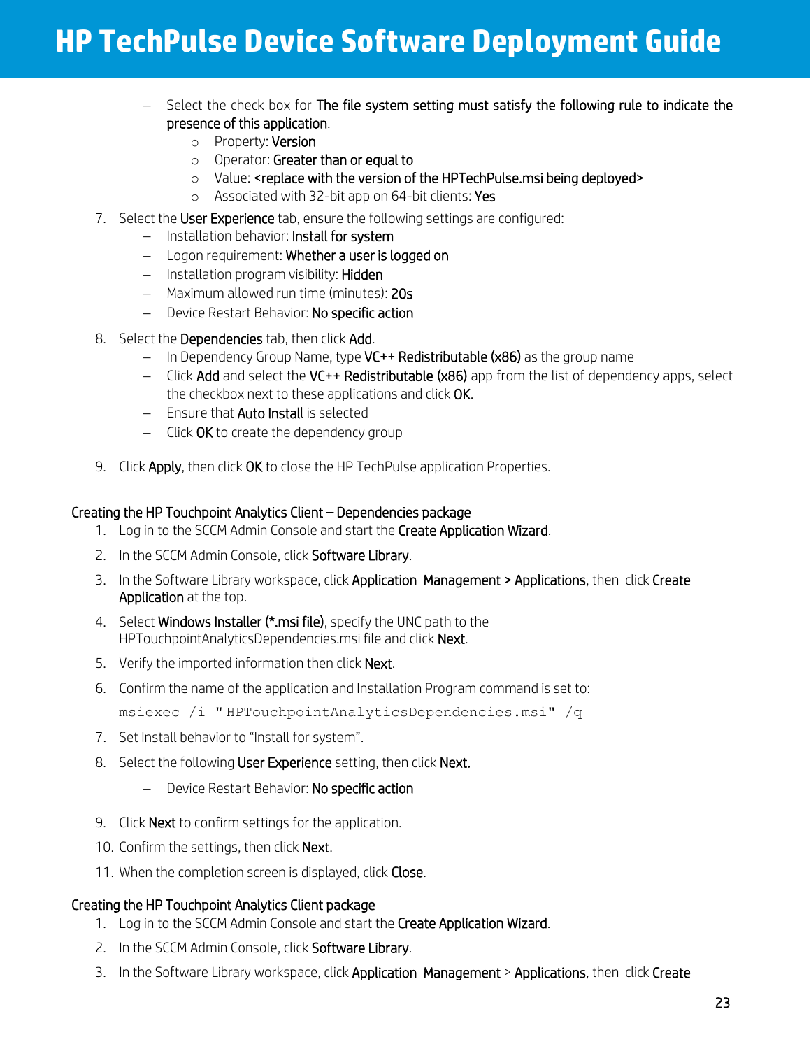- Select the check box for **The file system setting must satisfy the following rule to indicate the presence of this application**.
  - Property: **Version**
  - Operator: **Greater than or equal to**
  - Value: **<replace with the version of the HPTechPulse.msi being deployed>**
  - Associated with 32-bit app on 64-bit clients: **Yes**

7. Select the **User Experience** tab, ensure the following settings are configured:
   - Installation behavior: **Install for system**
   - Logon requirement: **Whether a user is logged on**
   - Installation program visibility: **Hidden**
   - Maximum allowed run time (minutes): **20s**
   - Device Restart Behavior: **No specific action**

8. Select the **Dependencies** tab, then click **Add**.
   - In Dependency Group Name, type **VC++ Redistributable (x86)** as the group name
   - Click **Add** and select the **VC++ Redistributable (x86)** app from the list of dependency apps, select the checkbox next to these applications and click **OK**.
   - Ensure that **Auto Instal**l is selected
   - Click **OK** to create the dependency group

9. Click **Apply**, then click **OK** to close the HP TechPulse application Properties.

### Creating the HP Touchpoint Analytics Client – Dependencies package

1. Log in to the SCCM Admin Console and start the **Create Application Wizard**.
2. In the SCCM Admin Console, click **Software Library**.
3. In the Software Library workspace, click **Application Management > Applications**, then click **Create Application** at the top.
4. Select **Windows Installer (*.msi file)**, specify the UNC path to the HPTouchpointAnalyticsDependencies.msi file and click **Next**.
5. Verify the imported information then click **Next**.
6. Confirm the name of the application and Installation Program command is set to:
   ```
   msiexec /i "HPTouchpointAnalyticsDependencies.msi" /q
   ```
7. Set Install behavior to "Install for system".
8. Select the following **User Experience** setting, then click **Next.**
   - Device Restart Behavior: **No specific action**
9. Click **Next** to confirm settings for the application.
10. Confirm the settings, then click **Next**.
11. When the completion screen is displayed, click **Close**.

### Creating the HP Touchpoint Analytics Client package

1. Log in to the SCCM Admin Console and start the **Create Application Wizard**.
2. In the SCCM Admin Console, click **Software Library**.
3. In the Software Library workspace, click **Application Management** > **Applications**, then click **Create**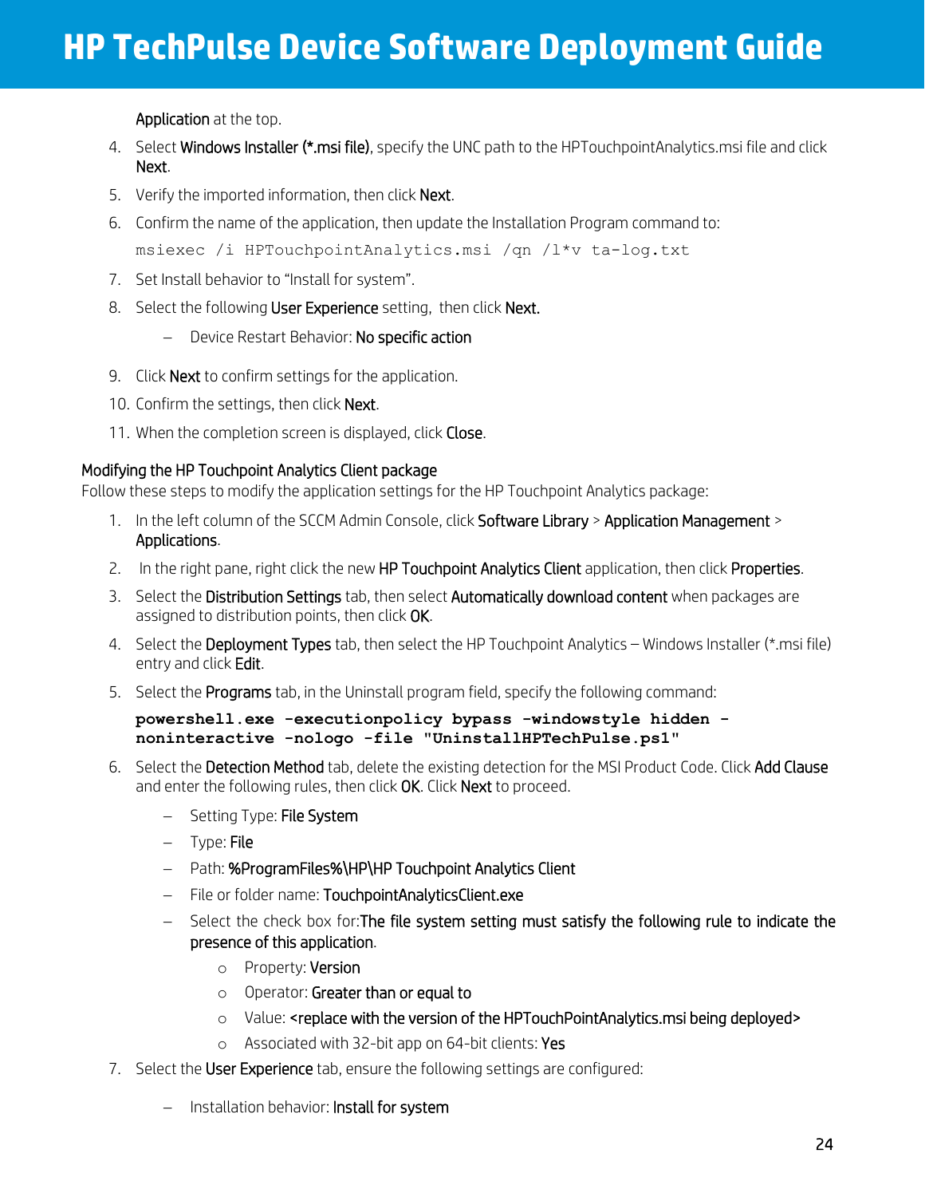**Application** at the top.

4. Select **Windows Installer (*.msi file)**, specify the UNC path to the HPTouchpointAnalytics.msi file and click **Next**.
5. Verify the imported information, then click **Next**.
6. Confirm the name of the application, then update the Installation Program command to:

   ```
   msiexec /i HPTouchpointAnalytics.msi /qn /l*v ta-log.txt
   ```

7. Set Install behavior to "Install for system".
8. Select the following **User Experience** setting, then click **Next.**
   - Device Restart Behavior: **No specific action**
9. Click **Next** to confirm settings for the application.
10. Confirm the settings, then click **Next**.
11. When the completion screen is displayed, click **Close**.

### Modifying the HP Touchpoint Analytics Client package

Follow these steps to modify the application settings for the HP Touchpoint Analytics package:

1. In the left column of the SCCM Admin Console, click **Software Library** > **Application Management** > **Applications**.
2. In the right pane, right click the new **HP Touchpoint Analytics Client** application, then click **Properties**.
3. Select the **Distribution Settings** tab, then select **Automatically download content** when packages are assigned to distribution points, then click **OK**.
4. Select the **Deployment Types** tab, then select the HP Touchpoint Analytics – Windows Installer (*.msi file) entry and click **Edit**.
5. Select the **Programs** tab, in the Uninstall program field, specify the following command:

   ```
   powershell.exe -executionpolicy bypass -windowstyle hidden -noninteractive -nologo -file "UninstallHPTechPulse.ps1"
   ```

6. Select the **Detection Method** tab, delete the existing detection for the MSI Product Code. Click **Add Clause** and enter the following rules, then click **OK**. Click **Next** to proceed.
   - Setting Type: **File System**
   - Type: **File**
   - Path: **%ProgramFiles%\HP\HP Touchpoint Analytics Client**
   - File or folder name: **TouchpointAnalyticsClient.exe**
   - Select the check box for: **The file system setting must satisfy the following rule to indicate the presence of this application**.
     - Property: **Version**
     - Operator: **Greater than or equal to**
     - Value: **<replace with the version of the HPTouchPointAnalytics.msi being deployed>**
     - Associated with 32-bit app on 64-bit clients: **Yes**
7. Select the **User Experience** tab, ensure the following settings are configured:
   - Installation behavior: **Install for system**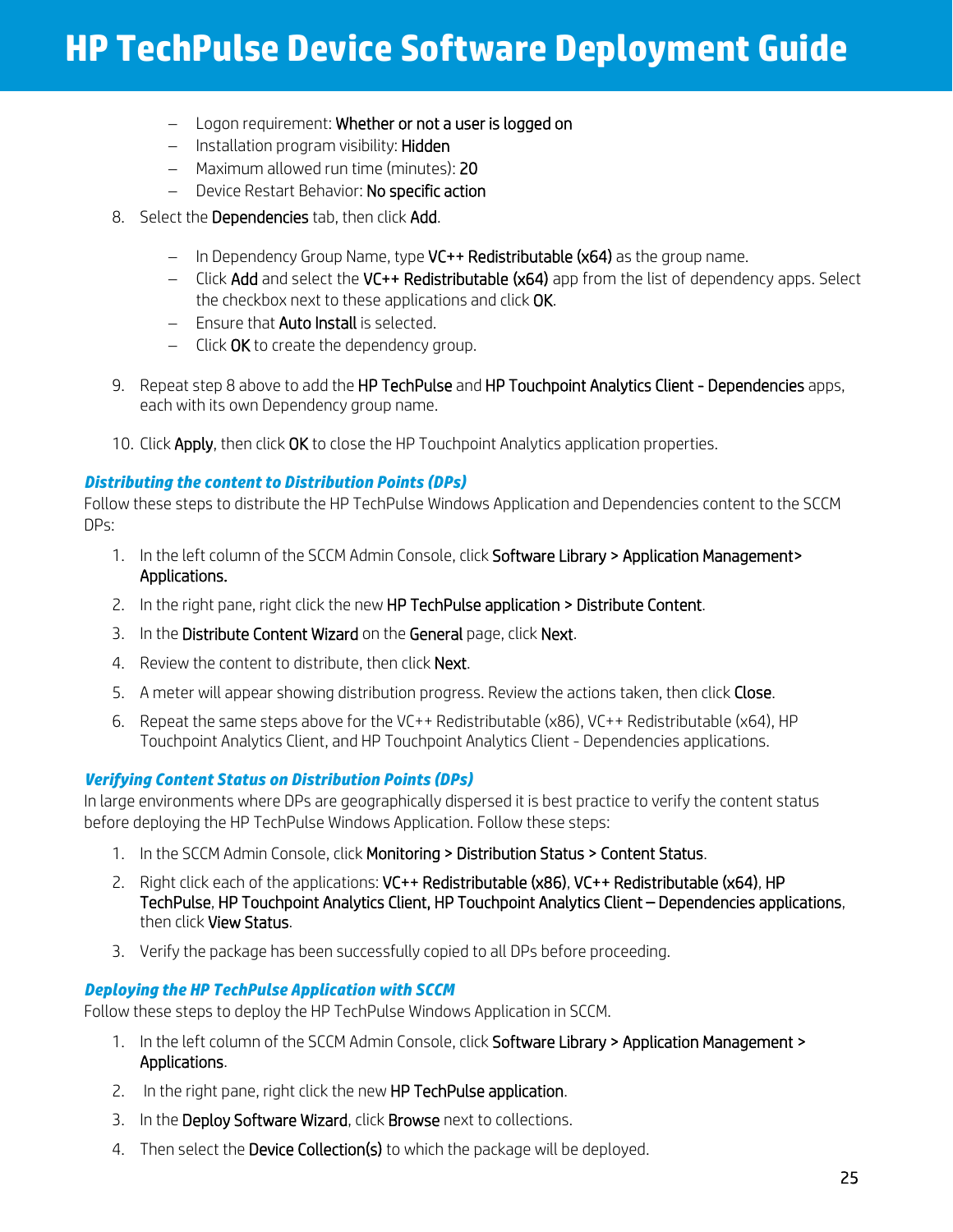- Logon requirement: **Whether or not a user is logged on**
- Installation program visibility: **Hidden**
- Maximum allowed run time (minutes): **20**
- Device Restart Behavior: **No specific action**

8. Select the **Dependencies** tab, then click **Add**.

   - In Dependency Group Name, type **VC++ Redistributable (x64)** as the group name.
   - Click **Add** and select the **VC++ Redistributable (x64)** app from the list of dependency apps. Select the checkbox next to these applications and click **OK**.
   - Ensure that **Auto Install** is selected.
   - Click **OK** to create the dependency group.

9. Repeat step 8 above to add the **HP TechPulse** and **HP Touchpoint Analytics Client - Dependencies** apps, each with its own Dependency group name.

10. Click **Apply**, then click **OK** to close the HP Touchpoint Analytics application properties.

### *Distributing the content to Distribution Points (DPs)*

Follow these steps to distribute the HP TechPulse Windows Application and Dependencies content to the SCCM DPs:

1. In the left column of the SCCM Admin Console, click **Software Library > Application Management> Applications.**
2. In the right pane, right click the new **HP TechPulse application > Distribute Content**.
3. In the **Distribute Content Wizard** on the **General** page, click **Next**.
4. Review the content to distribute, then click **Next**.
5. A meter will appear showing distribution progress. Review the actions taken, then click **Close**.
6. Repeat the same steps above for the VC++ Redistributable (x86), VC++ Redistributable (x64), HP Touchpoint Analytics Client, and HP Touchpoint Analytics Client - Dependencies applications.

### *Verifying Content Status on Distribution Points (DPs)*

In large environments where DPs are geographically dispersed it is best practice to verify the content status before deploying the HP TechPulse Windows Application. Follow these steps:

1. In the SCCM Admin Console, click **Monitoring > Distribution Status > Content Status**.
2. Right click each of the applications: **VC++ Redistributable (x86)**, **VC++ Redistributable (x64)**, **HP TechPulse**, **HP Touchpoint Analytics Client, HP Touchpoint Analytics Client – Dependencies applications**, then click **View Status**.
3. Verify the package has been successfully copied to all DPs before proceeding.

### *Deploying the HP TechPulse Application with SCCM*

Follow these steps to deploy the HP TechPulse Windows Application in SCCM.

1. In the left column of the SCCM Admin Console, click **Software Library > Application Management > Applications**.
2. In the right pane, right click the new **HP TechPulse application**.
3. In the **Deploy Software Wizard**, click **Browse** next to collections.
4. Then select the **Device Collection(s)** to which the package will be deployed.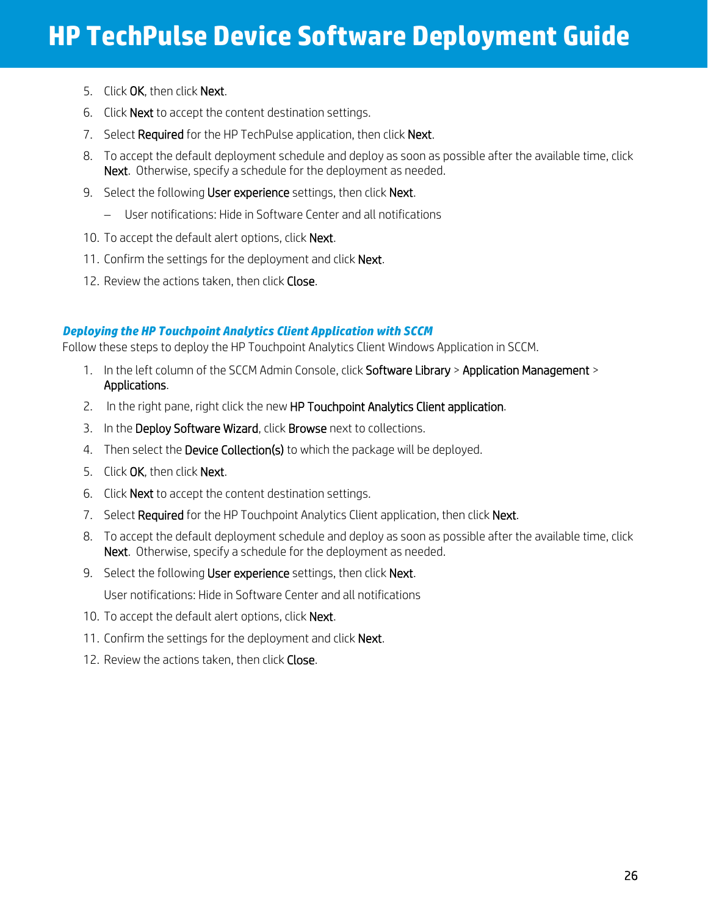5. Click **OK**, then click **Next**.
6. Click **Next** to accept the content destination settings.
7. Select **Required** for the HP TechPulse application, then click **Next**.
8. To accept the default deployment schedule and deploy as soon as possible after the available time, click **Next**. Otherwise, specify a schedule for the deployment as needed.
9. Select the following **User experience** settings, then click **Next**.
   - User notifications: Hide in Software Center and all notifications
10. To accept the default alert options, click **Next**.
11. Confirm the settings for the deployment and click **Next**.
12. Review the actions taken, then click **Close**.

### *Deploying the HP Touchpoint Analytics Client Application with SCCM*

Follow these steps to deploy the HP Touchpoint Analytics Client Windows Application in SCCM.

1. In the left column of the SCCM Admin Console, click **Software Library** > **Application Management** > **Applications**.
2. In the right pane, right click the new **HP Touchpoint Analytics Client application**.
3. In the **Deploy Software Wizard**, click **Browse** next to collections.
4. Then select the **Device Collection(s)** to which the package will be deployed.
5. Click **OK**, then click **Next**.
6. Click **Next** to accept the content destination settings.
7. Select **Required** for the HP Touchpoint Analytics Client application, then click **Next**.
8. To accept the default deployment schedule and deploy as soon as possible after the available time, click **Next**. Otherwise, specify a schedule for the deployment as needed.
9. Select the following **User experience** settings, then click **Next**.

   User notifications: Hide in Software Center and all notifications
10. To accept the default alert options, click **Next**.
11. Confirm the settings for the deployment and click **Next**.
12. Review the actions taken, then click **Close**.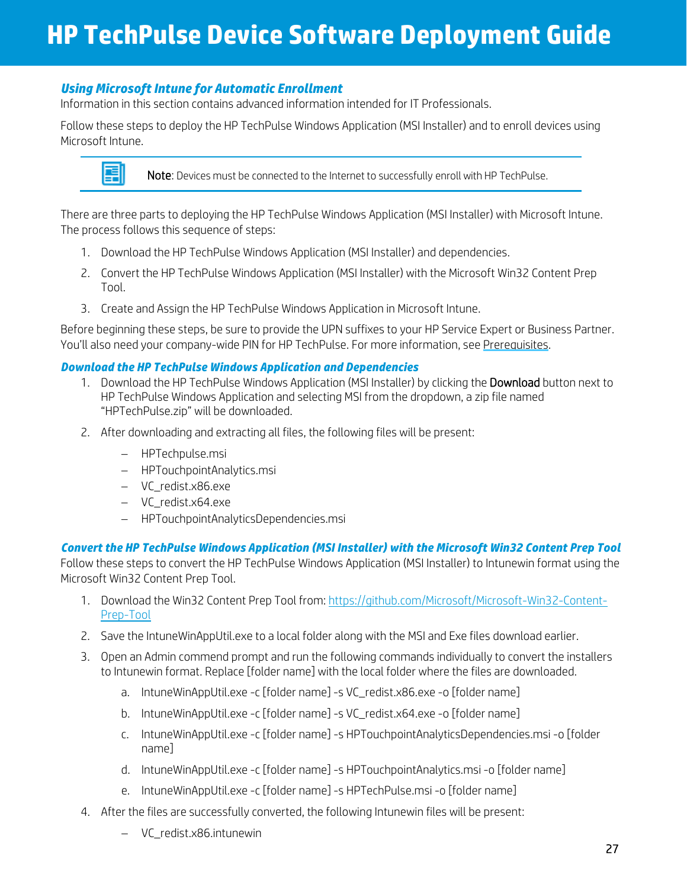### *Using Microsoft Intune for Automatic Enrollment*

Information in this section contains advanced information intended for IT Professionals.

Follow these steps to deploy the HP TechPulse Windows Application (MSI Installer) and to enroll devices using Microsoft Intune.

> **Note**: Devices must be connected to the Internet to successfully enroll with HP TechPulse.

There are three parts to deploying the HP TechPulse Windows Application (MSI Installer) with Microsoft Intune. The process follows this sequence of steps:

1. Download the HP TechPulse Windows Application (MSI Installer) and dependencies.
2. Convert the HP TechPulse Windows Application (MSI Installer) with the Microsoft Win32 Content Prep Tool.
3. Create and Assign the HP TechPulse Windows Application in Microsoft Intune.

Before beginning these steps, be sure to provide the UPN suffixes to your HP Service Expert or Business Partner. You'll also need your company-wide PIN for HP TechPulse. For more information, see Prerequisites.

### *Download the HP TechPulse Windows Application and Dependencies*

1. Download the HP TechPulse Windows Application (MSI Installer) by clicking the **Download** button next to HP TechPulse Windows Application and selecting MSI from the dropdown, a zip file named "HPTechPulse.zip" will be downloaded.
2. After downloading and extracting all files, the following files will be present:
   - HPTechpulse.msi
   - HPTouchpointAnalytics.msi
   - VC_redist.x86.exe
   - VC_redist.x64.exe
   - HPTouchpointAnalyticsDependencies.msi

### *Convert the HP TechPulse Windows Application (MSI Installer) with the Microsoft Win32 Content Prep Tool*

Follow these steps to convert the HP TechPulse Windows Application (MSI Installer) to Intunewin format using the Microsoft Win32 Content Prep Tool.

1. Download the Win32 Content Prep Tool from: https://github.com/Microsoft/Microsoft-Win32-Content-Prep-Tool
2. Save the IntuneWinAppUtil.exe to a local folder along with the MSI and Exe files download earlier.
3. Open an Admin commend prompt and run the following commands individually to convert the installers to Intunewin format. Replace [folder name] with the local folder where the files are downloaded.
   a. IntuneWinAppUtil.exe -c [folder name] -s VC_redist.x86.exe -o [folder name]
   b. IntuneWinAppUtil.exe -c [folder name] -s VC_redist.x64.exe -o [folder name]
   c. IntuneWinAppUtil.exe -c [folder name] -s HPTouchpointAnalyticsDependencies.msi -o [folder name]
   d. IntuneWinAppUtil.exe -c [folder name] -s HPTouchpointAnalytics.msi -o [folder name]
   e. IntuneWinAppUtil.exe -c [folder name] -s HPTechPulse.msi -o [folder name]
4. After the files are successfully converted, the following Intunewin files will be present:
   - VC_redist.x86.intunewin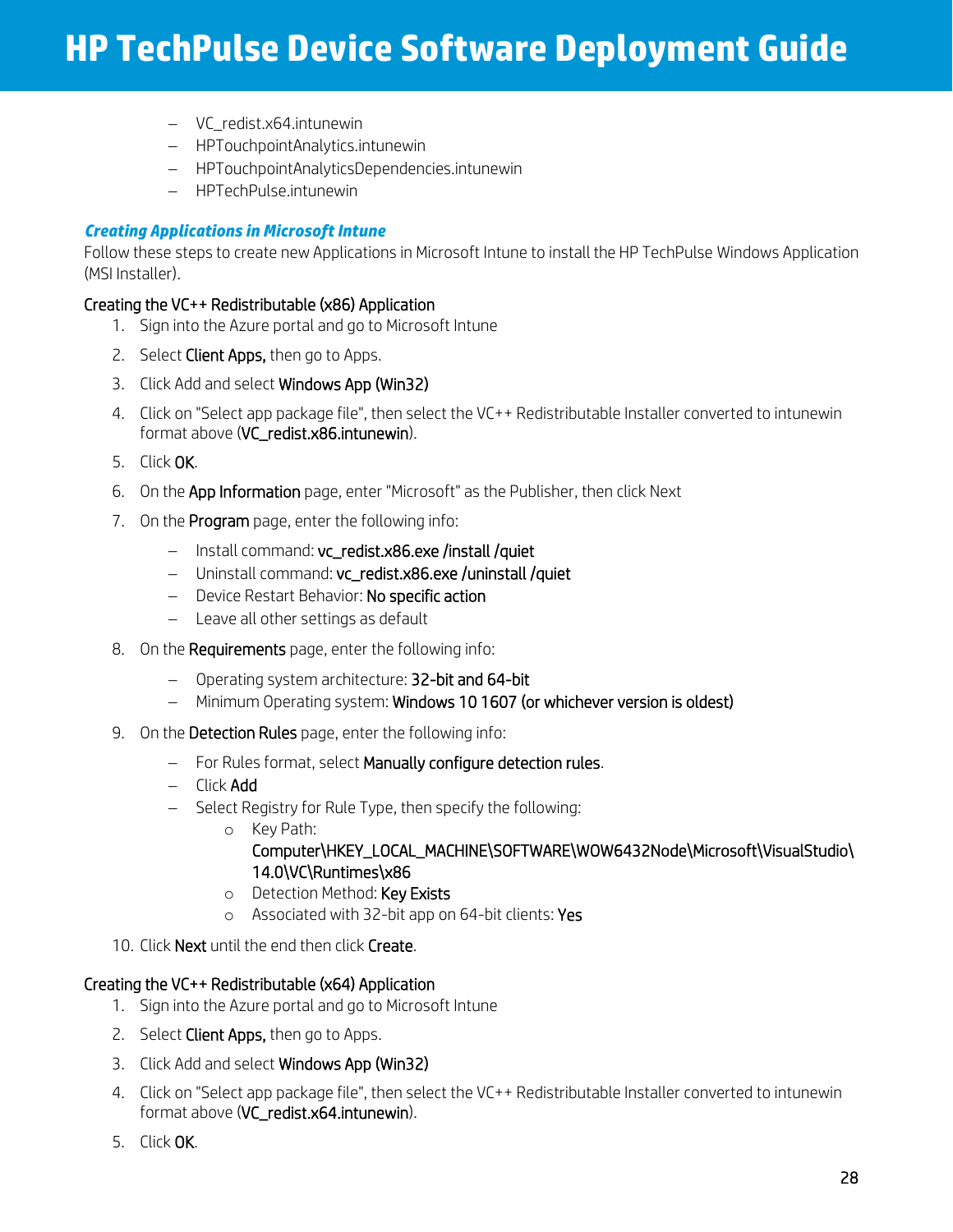- VC_redist.x64.intunewin
- HPTouchpointAnalytics.intunewin
- HPTouchpointAnalyticsDependencies.intunewin
- HPTechPulse.intunewin

### *Creating Applications in Microsoft Intune*

Follow these steps to create new Applications in Microsoft Intune to install the HP TechPulse Windows Application (MSI Installer).

#### Creating the VC++ Redistributable (x86) Application

1. Sign into the Azure portal and go to Microsoft Intune
2. Select **Client Apps,** then go to Apps.
3. Click Add and select **Windows App (Win32)**
4. Click on "Select app package file", then select the VC++ Redistributable Installer converted to intunewin format above (**VC_redist.x86.intunewin**).
5. Click **OK**.
6. On the **App Information** page, enter "Microsoft" as the Publisher, then click Next
7. On the **Program** page, enter the following info:
   - Install command: **vc_redist.x86.exe /install /quiet**
   - Uninstall command: **vc_redist.x86.exe /uninstall /quiet**
   - Device Restart Behavior: **No specific action**
   - Leave all other settings as default
8. On the **Requirements** page, enter the following info:
   - Operating system architecture: **32-bit and 64-bit**
   - Minimum Operating system: **Windows 10 1607 (or whichever version is oldest)**
9. On the **Detection Rules** page, enter the following info:
   - For Rules format, select **Manually configure detection rules**.
   - Click **Add**
   - Select Registry for Rule Type, then specify the following:
     - Key Path: **Computer\HKEY_LOCAL_MACHINE\SOFTWARE\WOW6432Node\Microsoft\VisualStudio\14.0\VC\Runtimes\x86**
     - Detection Method: **Key Exists**
     - Associated with 32-bit app on 64-bit clients: **Yes**
10. Click **Next** until the end then click **Create**.

#### Creating the VC++ Redistributable (x64) Application

1. Sign into the Azure portal and go to Microsoft Intune
2. Select **Client Apps,** then go to Apps.
3. Click Add and select **Windows App (Win32)**
4. Click on "Select app package file", then select the VC++ Redistributable Installer converted to intunewin format above (**VC_redist.x64.intunewin**).
5. Click **OK**.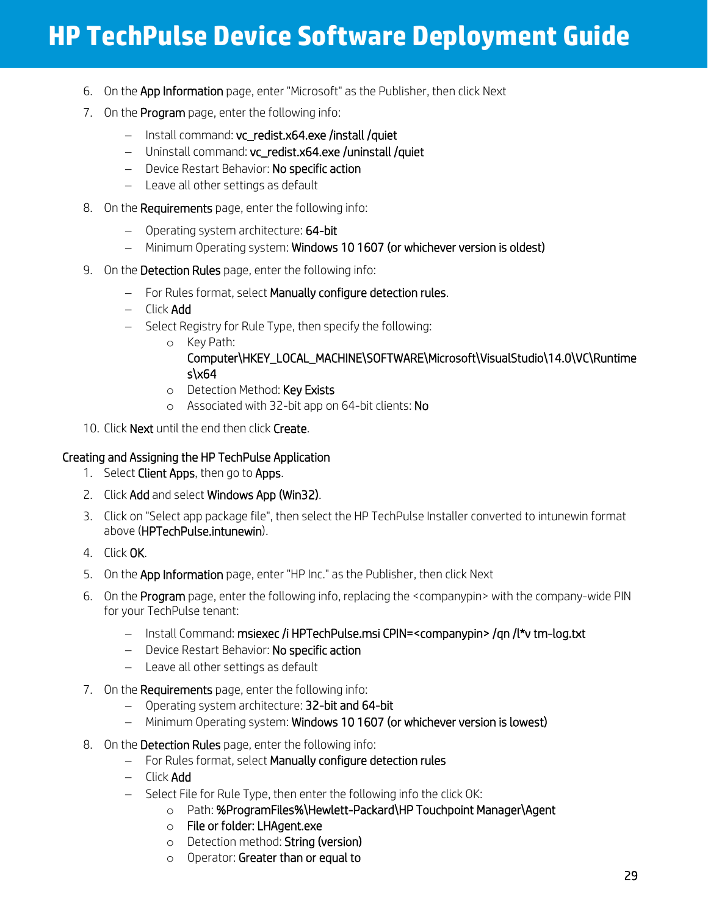6. On the **App Information** page, enter "Microsoft" as the Publisher, then click Next
7. On the **Program** page, enter the following info:
   - Install command: **vc_redist.x64.exe /install /quiet**
   - Uninstall command: **vc_redist.x64.exe /uninstall /quiet**
   - Device Restart Behavior: **No specific action**
   - Leave all other settings as default
8. On the **Requirements** page, enter the following info:
   - Operating system architecture: **64-bit**
   - Minimum Operating system: **Windows 10 1607 (or whichever version is oldest)**
9. On the **Detection Rules** page, enter the following info:
   - For Rules format, select **Manually configure detection rules**.
   - Click **Add**
   - Select Registry for Rule Type, then specify the following:
     - Key Path: **Computer\HKEY_LOCAL_MACHINE\SOFTWARE\Microsoft\VisualStudio\14.0\VC\Runtimes\x64**
     - Detection Method: **Key Exists**
     - Associated with 32-bit app on 64-bit clients: **No**
10. Click **Next** until the end then click **Create**.

### Creating and Assigning the HP TechPulse Application

1. Select **Client Apps**, then go to **Apps**.
2. Click **Add** and select **Windows App (Win32)**.
3. Click on "Select app package file", then select the HP TechPulse Installer converted to intunewin format above (**HPTechPulse.intunewin**).
4. Click **OK**.
5. On the **App Information** page, enter "HP Inc." as the Publisher, then click Next
6. On the **Program** page, enter the following info, replacing the <companypin> with the company-wide PIN for your TechPulse tenant:
   - Install Command: **msiexec /i HPTechPulse.msi CPIN=<companypin> /qn /l*v tm-log.txt**
   - Device Restart Behavior: **No specific action**
   - Leave all other settings as default
7. On the **Requirements** page, enter the following info:
   - Operating system architecture: **32-bit and 64-bit**
   - Minimum Operating system: **Windows 10 1607 (or whichever version is lowest)**
8. On the **Detection Rules** page, enter the following info:
   - For Rules format, select **Manually configure detection rules**
   - Click **Add**
   - Select File for Rule Type, then enter the following info the click OK:
     - Path: **%ProgramFiles%\Hewlett-Packard\HP Touchpoint Manager\Agent**
     - **File or folder: LHAgent.exe**
     - Detection method: **String (version)**
     - Operator: **Greater than or equal to**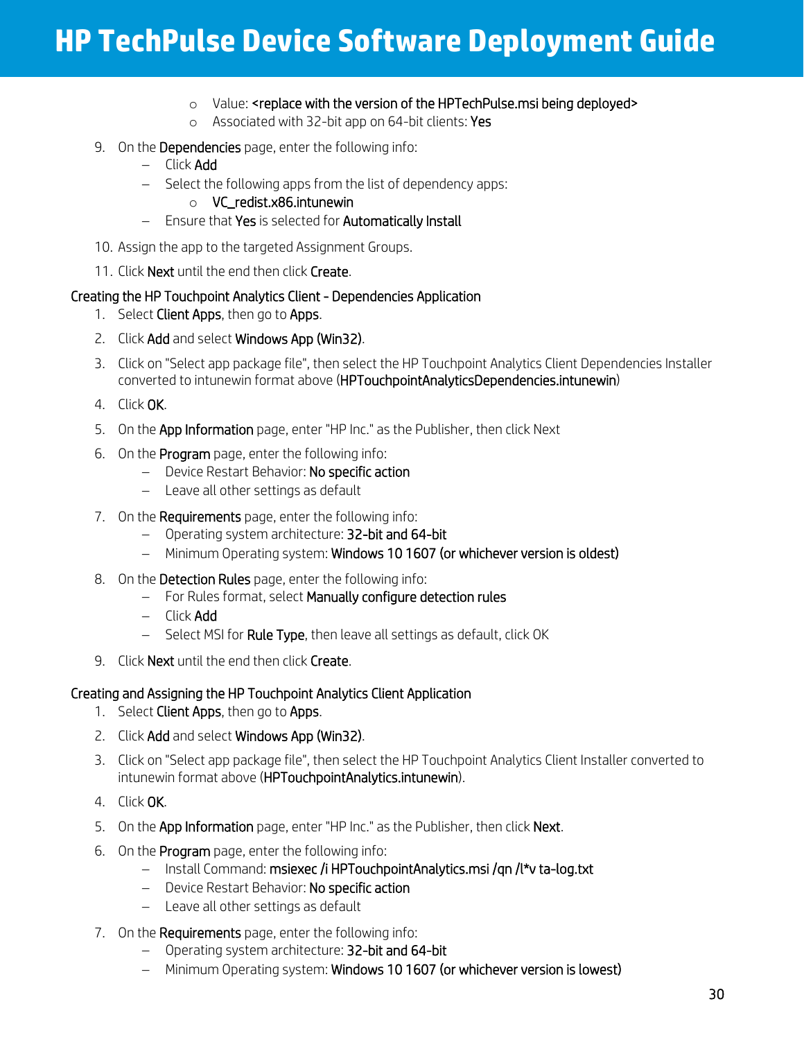- Value: **<replace with the version of the HPTechPulse.msi being deployed>**
   - Associated with 32-bit app on 64-bit clients: **Yes**

9. On the **Dependencies** page, enter the following info:
   - Click **Add**
   - Select the following apps from the list of dependency apps:
     - **VC_redist.x86.intunewin**
   - Ensure that **Yes** is selected for **Automatically Install**
10. Assign the app to the targeted Assignment Groups.
11. Click **Next** until the end then click **Create**.

### Creating the HP Touchpoint Analytics Client - Dependencies Application

1. Select **Client Apps**, then go to **Apps**.
2. Click **Add** and select **Windows App (Win32)**.
3. Click on "Select app package file", then select the HP Touchpoint Analytics Client Dependencies Installer converted to intunewin format above (**HPTouchpointAnalyticsDependencies.intunewin**)
4. Click **OK**.
5. On the **App Information** page, enter "HP Inc." as the Publisher, then click Next
6. On the **Program** page, enter the following info:
   - Device Restart Behavior: **No specific action**
   - Leave all other settings as default
7. On the **Requirements** page, enter the following info:
   - Operating system architecture: **32-bit and 64-bit**
   - Minimum Operating system: **Windows 10 1607 (or whichever version is oldest)**
8. On the **Detection Rules** page, enter the following info:
   - For Rules format, select **Manually configure detection rules**
   - Click **Add**
   - Select MSI for **Rule Type**, then leave all settings as default, click OK
9. Click **Next** until the end then click **Create**.

### Creating and Assigning the HP Touchpoint Analytics Client Application

1. Select **Client Apps**, then go to **Apps**.
2. Click **Add** and select **Windows App (Win32)**.
3. Click on "Select app package file", then select the HP Touchpoint Analytics Client Installer converted to intunewin format above (**HPTouchpointAnalytics.intunewin**).
4. Click **OK**.
5. On the **App Information** page, enter "HP Inc." as the Publisher, then click **Next**.
6. On the **Program** page, enter the following info:
   - Install Command: **msiexec /i HPTouchpointAnalytics.msi /qn /l*v ta-log.txt**
   - Device Restart Behavior: **No specific action**
   - Leave all other settings as default
7. On the **Requirements** page, enter the following info:
   - Operating system architecture: **32-bit and 64-bit**
   - Minimum Operating system: **Windows 10 1607 (or whichever version is lowest)**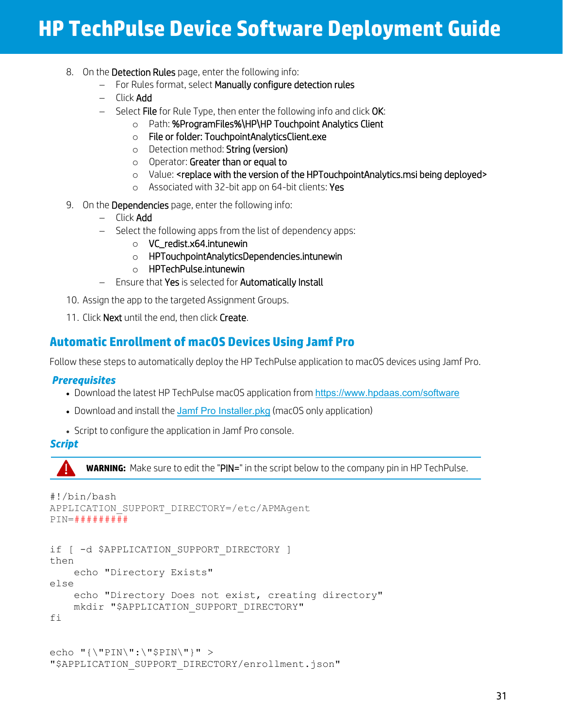8. On the **Detection Rules** page, enter the following info:
   - For Rules format, select **Manually configure detection rules**
   - Click **Add**
   - Select **File** for Rule Type, then enter the following info and click **OK**:
     - Path: **%ProgramFiles%\HP\HP Touchpoint Analytics Client**
     - **File or folder: TouchpointAnalyticsClient.exe**
     - Detection method: **String (version)**
     - Operator: **Greater than or equal to**
     - Value: **<replace with the version of the HPTouchpointAnalytics.msi being deployed>**
     - Associated with 32-bit app on 64-bit clients: **Yes**
9. On the **Dependencies** page, enter the following info:
   - Click **Add**
   - Select the following apps from the list of dependency apps:
     - **VC_redist.x64.intunewin**
     - **HPTouchpointAnalyticsDependencies.intunewin**
     - **HPTechPulse.intunewin**
   - Ensure that **Yes** is selected for **Automatically Install**
10. Assign the app to the targeted Assignment Groups.
11. Click **Next** until the end, then click **Create**.

## Automatic Enrollment of macOS Devices Using Jamf Pro

Follow these steps to automatically deploy the HP TechPulse application to macOS devices using Jamf Pro.

### *Prerequisites*

- Download the latest HP TechPulse macOS application from https://www.hpdaas.com/software
- Download and install the Jamf Pro Installer.pkg (macOS only application)
- Script to configure the application in Jamf Pro console.

### *Script*

**WARNING:** Make sure to edit the "PIN=" in the script below to the company pin in HP TechPulse.

```
#!/bin/bash
APPLICATION_SUPPORT_DIRECTORY=/etc/APMAgent
PIN=#########


if [ -d $APPLICATION_SUPPORT_DIRECTORY ]
then
    echo "Directory Exists"
else
    echo "Directory Does not exist, creating directory"
    mkdir "$APPLICATION_SUPPORT_DIRECTORY"
fi


echo "{\"PIN\":\"$PIN\"}" >
"$APPLICATION_SUPPORT_DIRECTORY/enrollment.json"
```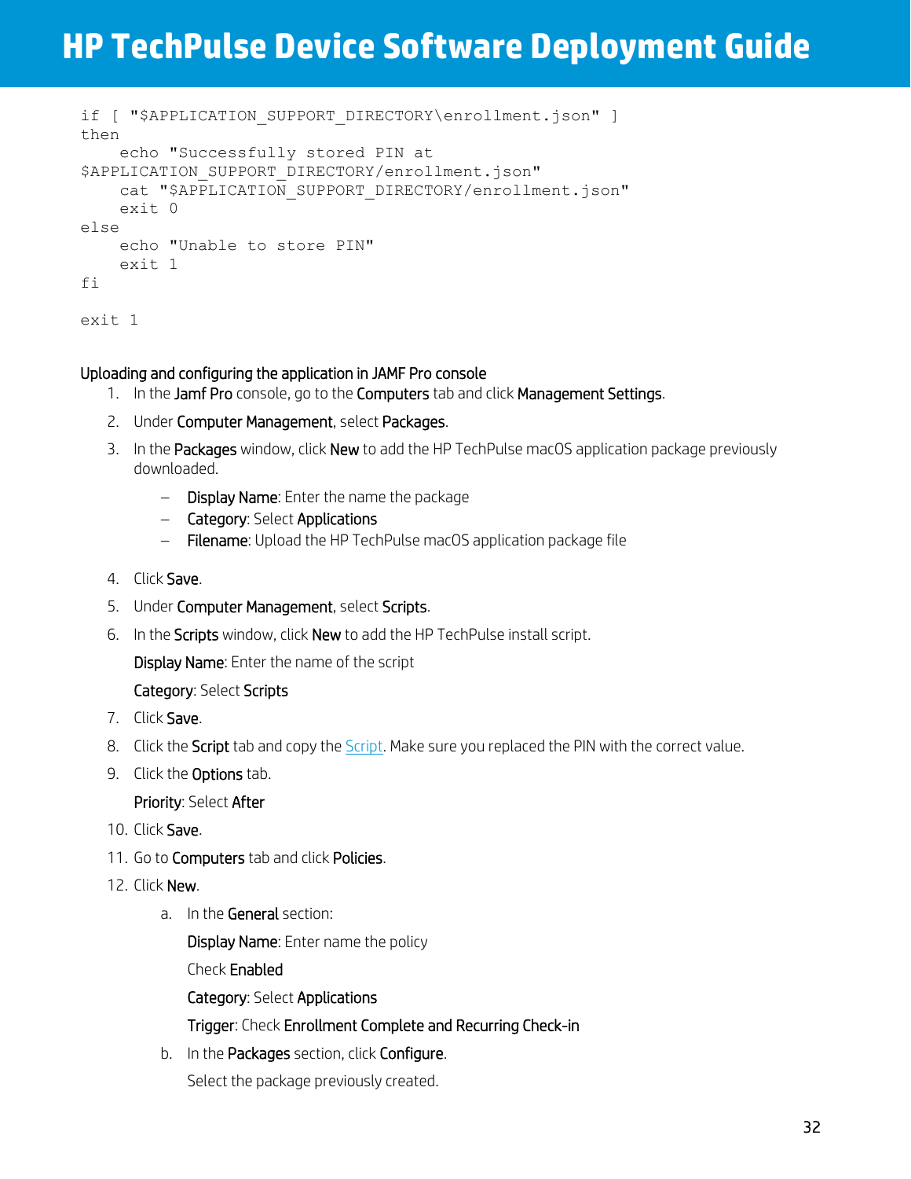```
if [ "$APPLICATION_SUPPORT_DIRECTORY\enrollment.json" ]
then
    echo "Successfully stored PIN at
$APPLICATION_SUPPORT_DIRECTORY/enrollment.json"
    cat "$APPLICATION_SUPPORT_DIRECTORY/enrollment.json"
    exit 0
else
    echo "Unable to store PIN"
    exit 1
fi

exit 1
```

### Uploading and configuring the application in JAMF Pro console

1. In the **Jamf Pro** console, go to the **Computers** tab and click **Management Settings**.
2. Under **Computer Management**, select **Packages**.
3. In the **Packages** window, click **New** to add the HP TechPulse macOS application package previously downloaded.
   - **Display Name**: Enter the name the package
   - **Category**: Select **Applications**
   - **Filename**: Upload the HP TechPulse macOS application package file
4. Click **Save**.
5. Under **Computer Management**, select **Scripts**.
6. In the **Scripts** window, click **New** to add the HP TechPulse install script.

   **Display Name**: Enter the name of the script

   **Category**: Select **Scripts**
7. Click **Save**.
8. Click the **Script** tab and copy the [Script](). Make sure you replaced the PIN with the correct value.
9. Click the **Options** tab.

   **Priority**: Select **After**
10. Click **Save**.
11. Go to **Computers** tab and click **Policies**.
12. Click **New**.
    a. In the **General** section:

       **Display Name**: Enter name the policy

       Check **Enabled**

       **Category**: Select **Applications**

       **Trigger**: Check **Enrollment Complete and Recurring Check-in**

    b. In the **Packages** section, click **Configure**.

       Select the package previously created.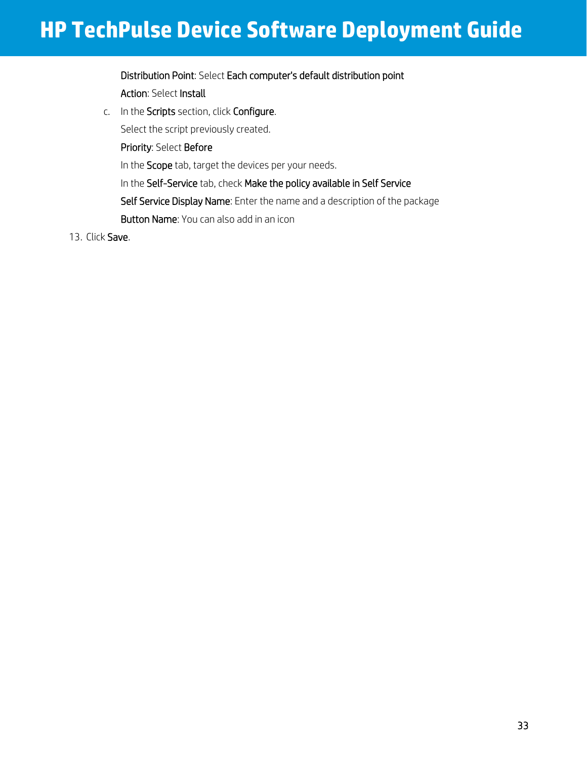Distribution Point: Select **Each computer's default distribution point**

Action: Select **Install**

c. In the **Scripts** section, click **Configure**.

Select the script previously created.

**Priority**: Select **Before**

In the **Scope** tab, target the devices per your needs.

In the **Self-Service** tab, check **Make the policy available in Self Service**

**Self Service Display Name**: Enter the name and a description of the package

**Button Name**: You can also add in an icon

13. Click **Save**.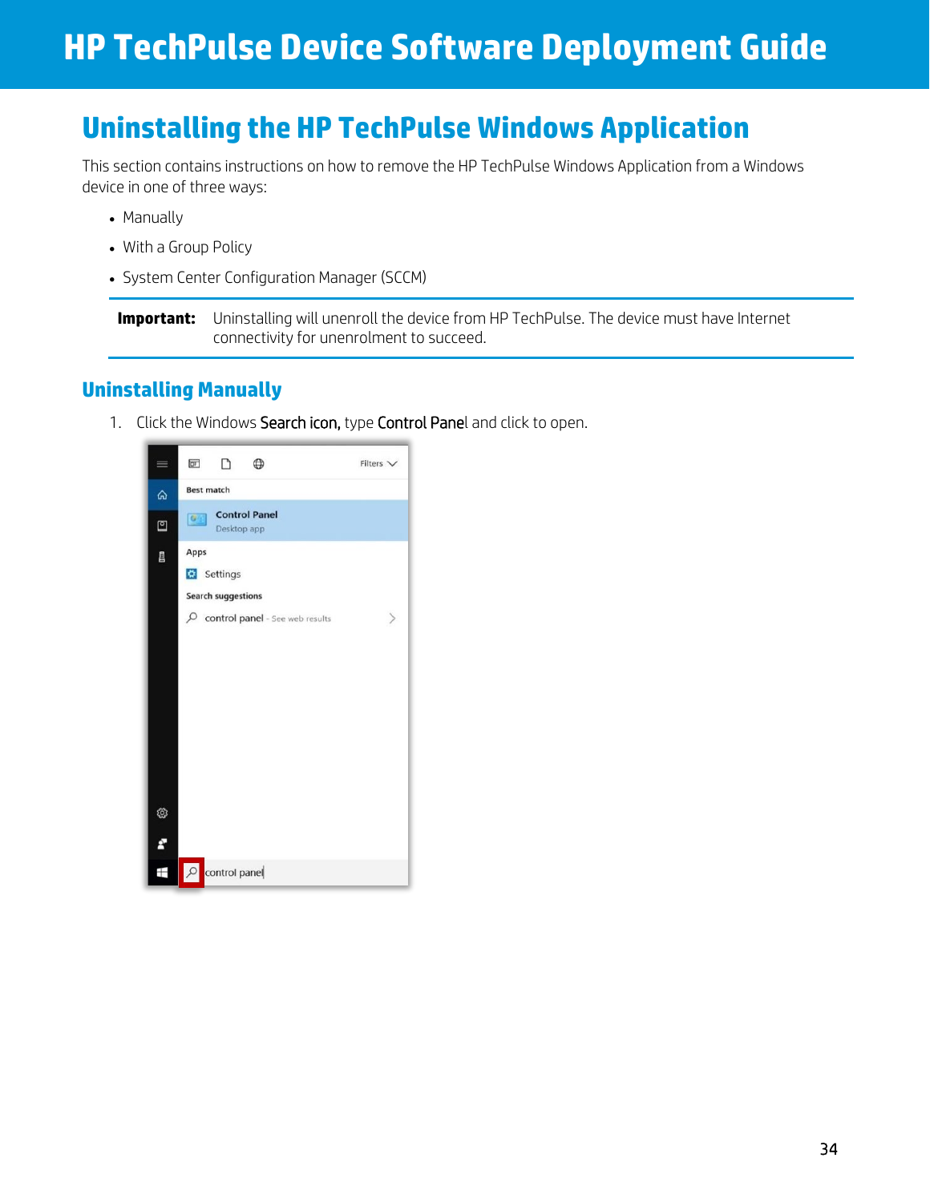# Uninstalling the HP TechPulse Windows Application

This section contains instructions on how to remove the HP TechPulse Windows Application from a Windows device in one of three ways:

- Manually
- With a Group Policy
- System Center Configuration Manager (SCCM)

**Important:** Uninstalling will unenroll the device from HP TechPulse. The device must have Internet connectivity for unenrolment to succeed.

## Uninstalling Manually

1. Click the Windows Search icon, type Control Panel and click to open.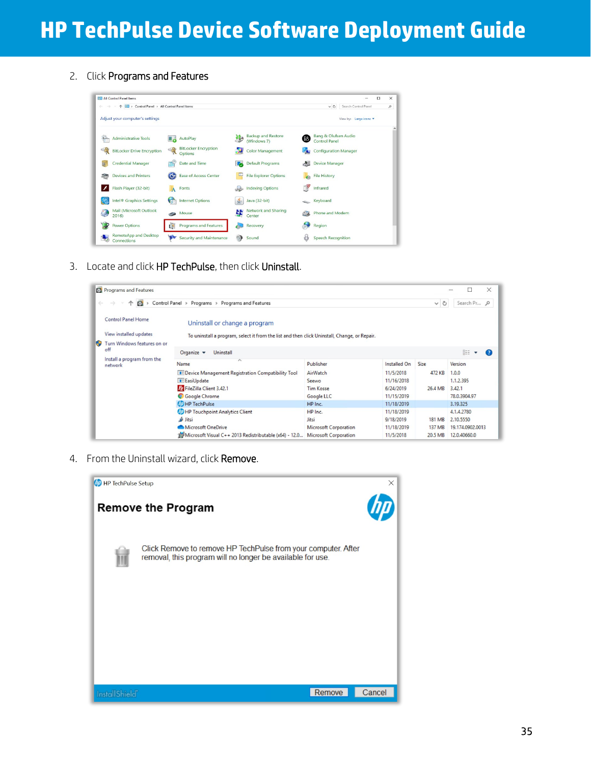2. Click **Programs and Features**

3. Locate and click **HP TechPulse**, then click **Uninstall**.

4. From the Uninstall wizard, click **Remove**.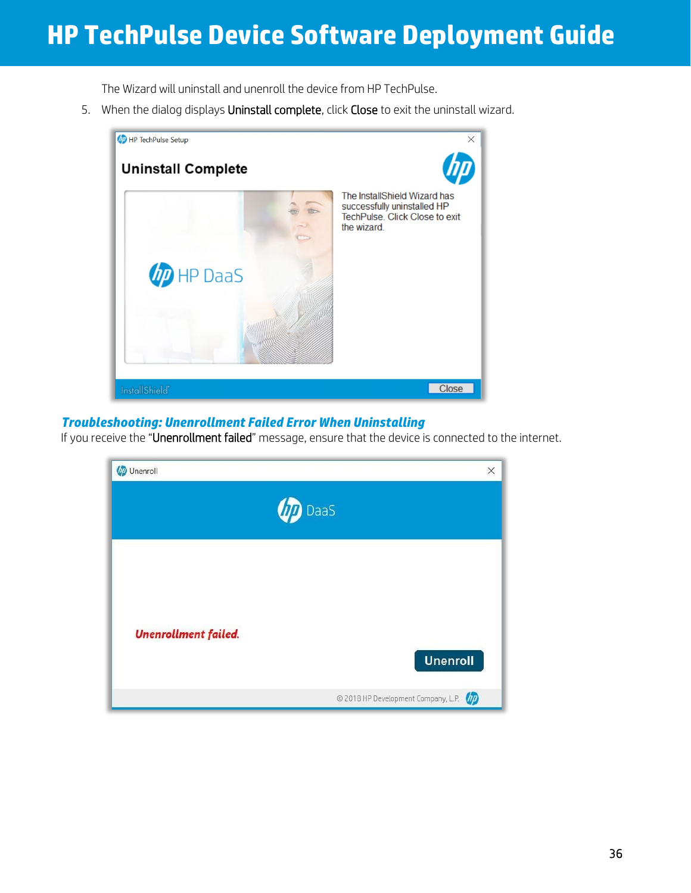The Wizard will uninstall and unenroll the device from HP TechPulse.

5. When the dialog displays **Uninstall complete**, click **Close** to exit the uninstall wizard.

### *Troubleshooting: Unenrollment Failed Error When Uninstalling*

If you receive the "**Unenrollment failed**" message, ensure that the device is connected to the internet.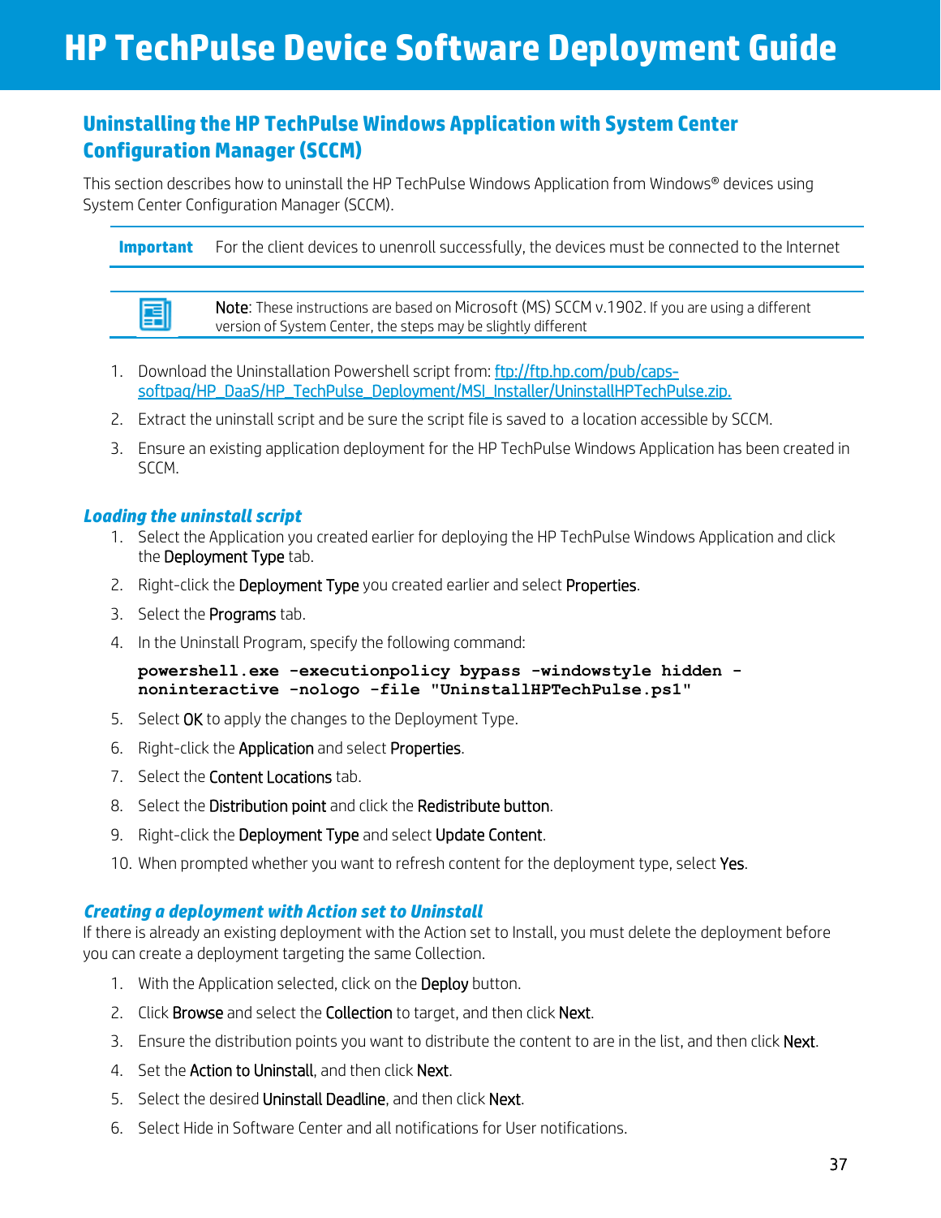# HP TechPulse Device Software Deployment Guide

## Uninstalling the HP TechPulse Windows Application with System Center Configuration Manager (SCCM)

This section describes how to uninstall the HP TechPulse Windows Application from Windows® devices using System Center Configuration Manager (SCCM).

**Important** For the client devices to unenroll successfully, the devices must be connected to the Internet

**Note**: These instructions are based on Microsoft (MS) SCCM v.1902. If you are using a different version of System Center, the steps may be slightly different

1. Download the Uninstallation Powershell script from: [ftp://ftp.hp.com/pub/caps-softpaq/HP_DaaS/HP_TechPulse_Deployment/MSI_Installer/UninstallHPTechPulse.zip.](ftp://ftp.hp.com/pub/caps-softpaq/HP_DaaS/HP_TechPulse_Deployment/MSI_Installer/UninstallHPTechPulse.zip)
2. Extract the uninstall script and be sure the script file is saved to a location accessible by SCCM.
3. Ensure an existing application deployment for the HP TechPulse Windows Application has been created in SCCM.

### *Loading the uninstall script*

1. Select the Application you created earlier for deploying the HP TechPulse Windows Application and click the Deployment Type tab.
2. Right-click the Deployment Type you created earlier and select Properties.
3. Select the Programs tab.
4. In the Uninstall Program, specify the following command:

   ```
   powershell.exe -executionpolicy bypass -windowstyle hidden -noninteractive -nologo -file "UninstallHPTechPulse.ps1"
   ```

5. Select OK to apply the changes to the Deployment Type.
6. Right-click the Application and select Properties.
7. Select the Content Locations tab.
8. Select the Distribution point and click the Redistribute button.
9. Right-click the Deployment Type and select Update Content.
10. When prompted whether you want to refresh content for the deployment type, select Yes.

### *Creating a deployment with Action set to Uninstall*

If there is already an existing deployment with the Action set to Install, you must delete the deployment before you can create a deployment targeting the same Collection.

1. With the Application selected, click on the Deploy button.
2. Click Browse and select the Collection to target, and then click Next.
3. Ensure the distribution points you want to distribute the content to are in the list, and then click Next.
4. Set the Action to Uninstall, and then click Next.
5. Select the desired Uninstall Deadline, and then click Next.
6. Select Hide in Software Center and all notifications for User notifications.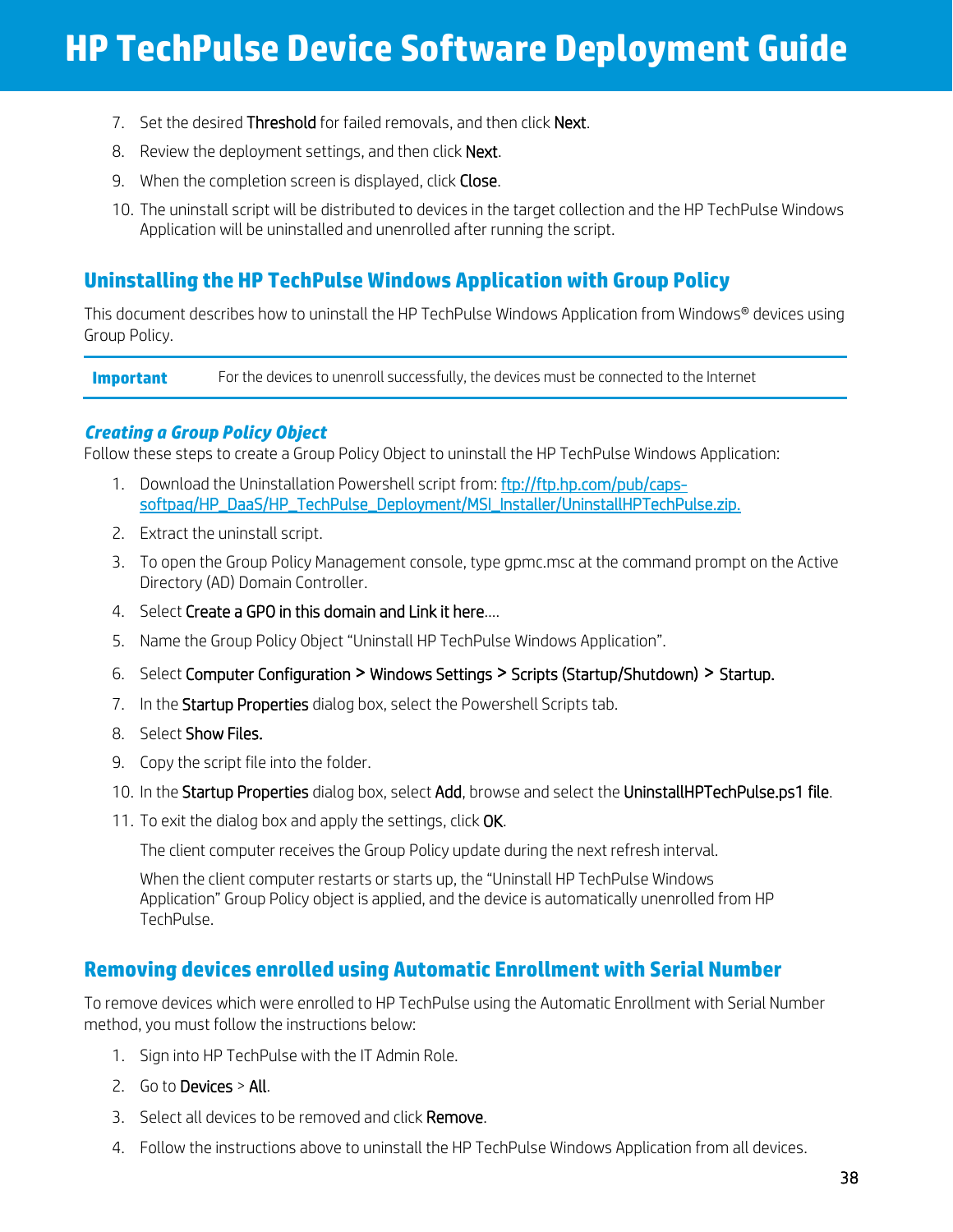7. Set the desired **Threshold** for failed removals, and then click **Next**.
8. Review the deployment settings, and then click **Next**.
9. When the completion screen is displayed, click **Close**.
10. The uninstall script will be distributed to devices in the target collection and the HP TechPulse Windows Application will be uninstalled and unenrolled after running the script.

## Uninstalling the HP TechPulse Windows Application with Group Policy

This document describes how to uninstall the HP TechPulse Windows Application from Windows® devices using Group Policy.

| **Important** | For the devices to unenroll successfully, the devices must be connected to the Internet |
|---|---|

### *Creating a Group Policy Object*

Follow these steps to create a Group Policy Object to uninstall the HP TechPulse Windows Application:

1. Download the Uninstallation Powershell script from: [ftp://ftp.hp.com/pub/caps-softpaq/HP_DaaS/HP_TechPulse_Deployment/MSI_Installer/UninstallHPTechPulse.zip.](ftp://ftp.hp.com/pub/caps-softpaq/HP_DaaS/HP_TechPulse_Deployment/MSI_Installer/UninstallHPTechPulse.zip)
2. Extract the uninstall script.
3. To open the Group Policy Management console, type gpmc.msc at the command prompt on the Active Directory (AD) Domain Controller.
4. Select **Create a GPO in this domain and Link it here**….
5. Name the Group Policy Object “Uninstall HP TechPulse Windows Application”.
6. Select **Computer Configuration > Windows Settings > Scripts (Startup/Shutdown) > Startup.**
7. In the **Startup Properties** dialog box, select the Powershell Scripts tab.
8. Select **Show Files.**
9. Copy the script file into the folder.
10. In the **Startup Properties** dialog box, select **Add**, browse and select the **UninstallHPTechPulse.ps1 file**.
11. To exit the dialog box and apply the settings, click **OK**.

    The client computer receives the Group Policy update during the next refresh interval.

    When the client computer restarts or starts up, the “Uninstall HP TechPulse Windows Application” Group Policy object is applied, and the device is automatically unenrolled from HP TechPulse.

## Removing devices enrolled using Automatic Enrollment with Serial Number

To remove devices which were enrolled to HP TechPulse using the Automatic Enrollment with Serial Number method, you must follow the instructions below:

1. Sign into HP TechPulse with the IT Admin Role.
2. Go to **Devices** > **All**.
3. Select all devices to be removed and click **Remove**.
4. Follow the instructions above to uninstall the HP TechPulse Windows Application from all devices.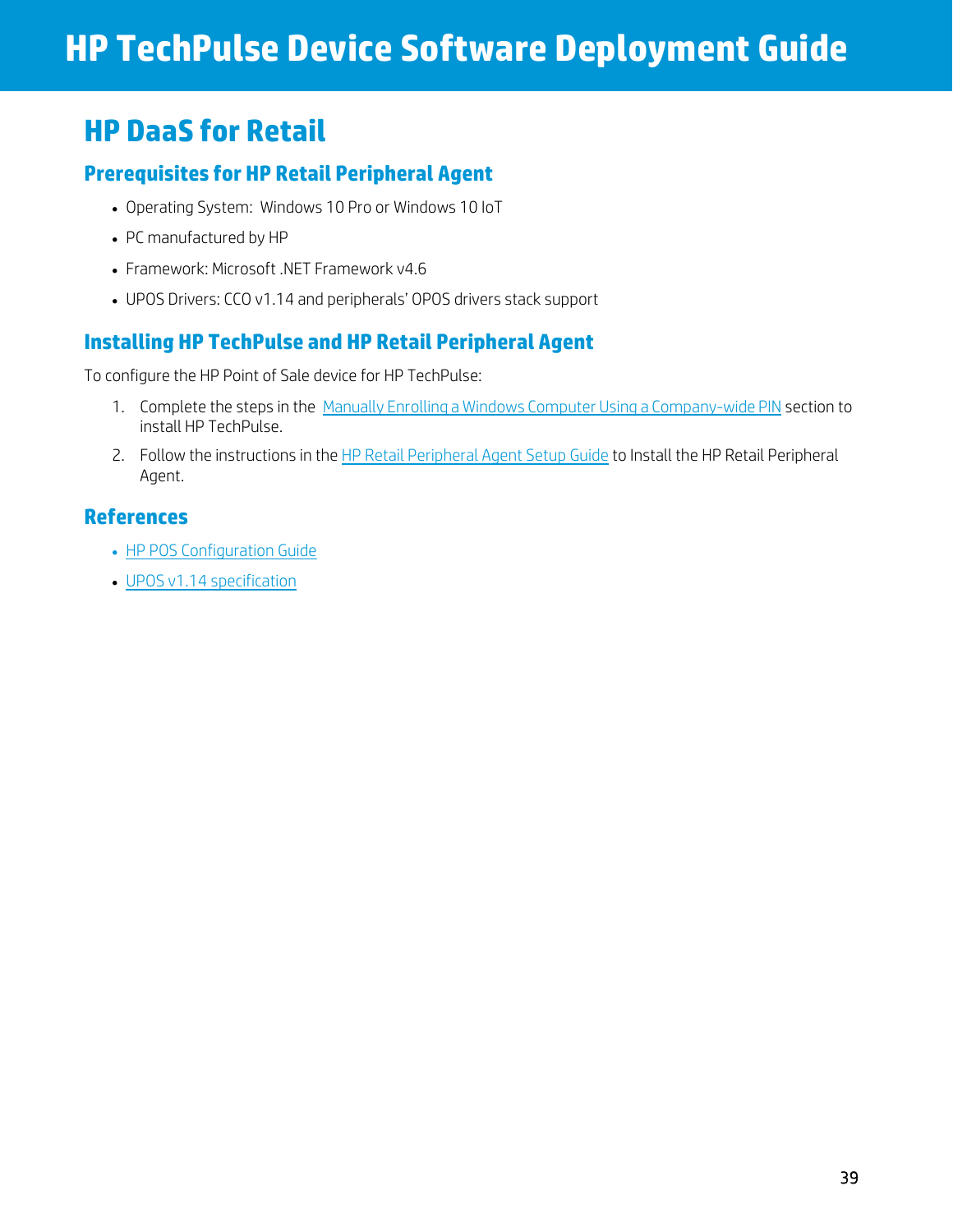# HP DaaS for Retail

## Prerequisites for HP Retail Peripheral Agent

- Operating System: Windows 10 Pro or Windows 10 IoT
- PC manufactured by HP
- Framework: Microsoft .NET Framework v4.6
- UPOS Drivers: CCO v1.14 and peripherals' OPOS drivers stack support

## Installing HP TechPulse and HP Retail Peripheral Agent

To configure the HP Point of Sale device for HP TechPulse:

1. Complete the steps in the Manually Enrolling a Windows Computer Using a Company-wide PIN section to install HP TechPulse.
2. Follow the instructions in the HP Retail Peripheral Agent Setup Guide to Install the HP Retail Peripheral Agent.

## References

- HP POS Configuration Guide
- UPOS v1.14 specification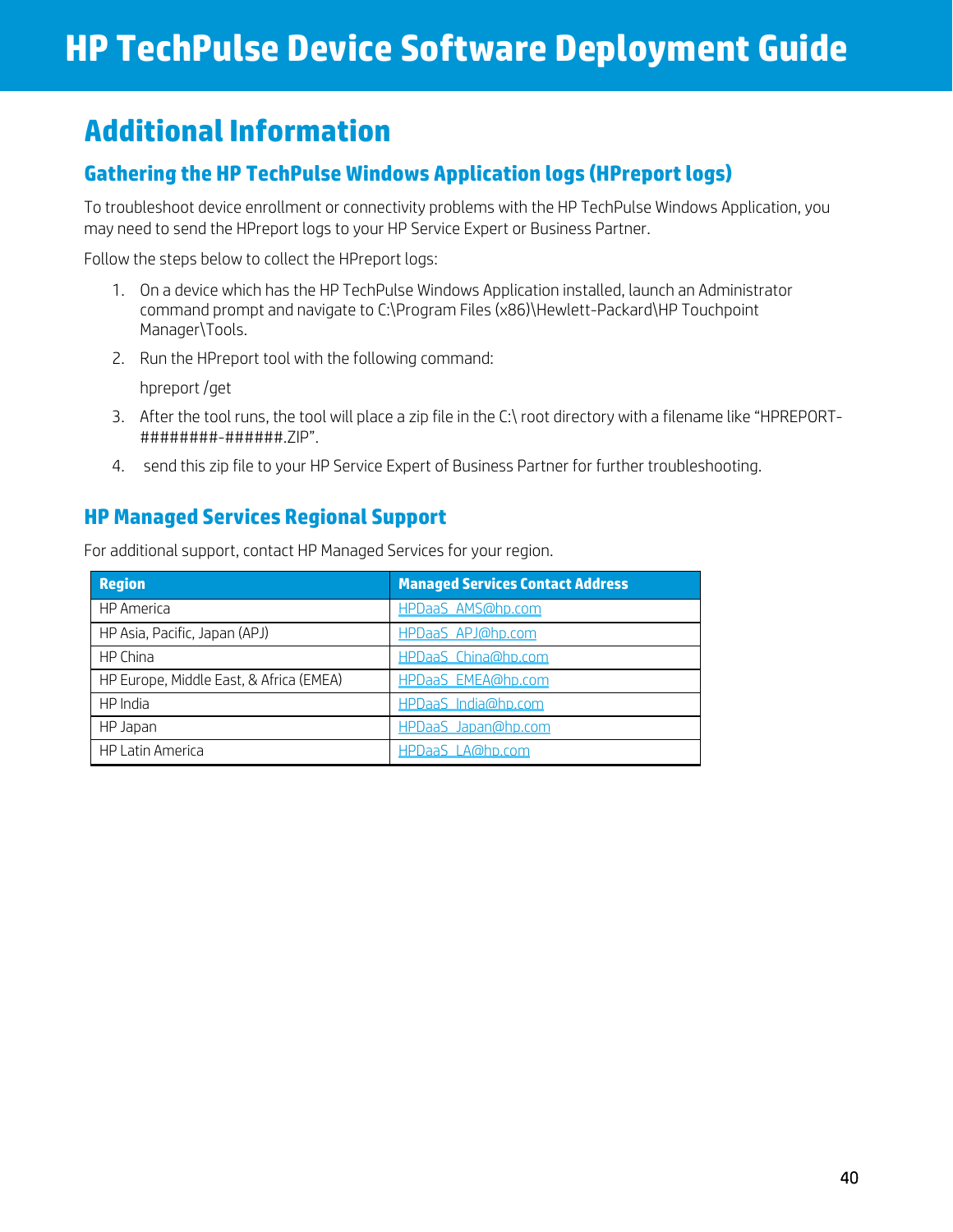# Additional Information

## Gathering the HP TechPulse Windows Application logs (HPreport logs)

To troubleshoot device enrollment or connectivity problems with the HP TechPulse Windows Application, you may need to send the HPreport logs to your HP Service Expert or Business Partner.

Follow the steps below to collect the HPreport logs:

1. On a device which has the HP TechPulse Windows Application installed, launch an Administrator command prompt and navigate to C:\Program Files (x86)\Hewlett-Packard\HP Touchpoint Manager\Tools.
2. Run the HPreport tool with the following command:

   hpreport /get

3. After the tool runs, the tool will place a zip file in the C:\ root directory with a filename like "HPREPORT-########-######.ZIP".
4. send this zip file to your HP Service Expert of Business Partner for further troubleshooting.

## HP Managed Services Regional Support

For additional support, contact HP Managed Services for your region.

| Region | Managed Services Contact Address |
| --- | --- |
| HP America | HPDaaS_AMS@hp.com |
| HP Asia, Pacific, Japan (APJ) | HPDaaS_APJ@hp.com |
| HP China | HPDaaS_China@hp.com |
| HP Europe, Middle East, & Africa (EMEA) | HPDaaS_EMEA@hp.com |
| HP India | HPDaaS_India@hp.com |
| HP Japan | HPDaaS_Japan@hp.com |
| HP Latin America | HPDaaS_LA@hp.com |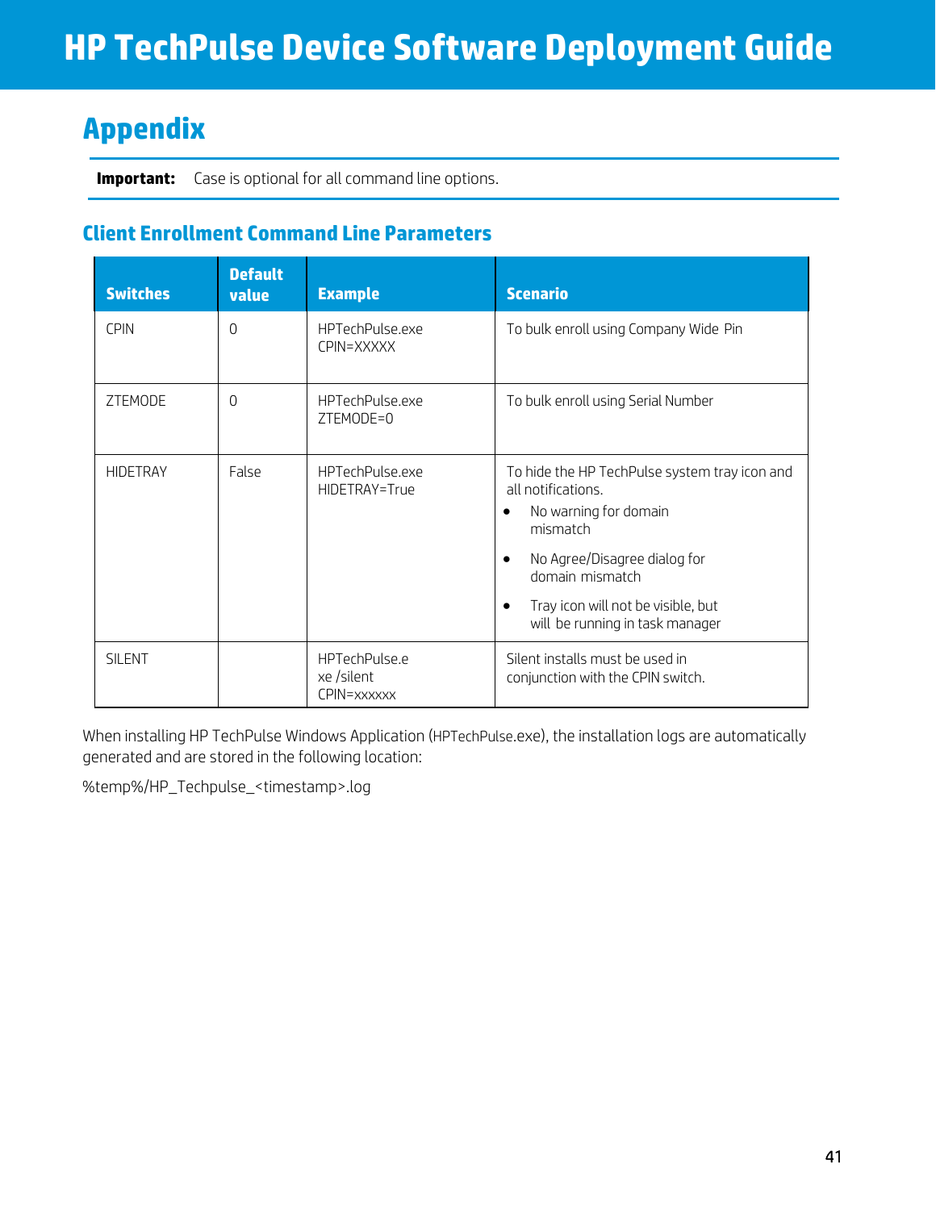# Appendix

**Important:** Case is optional for all command line options.

## Client Enrollment Command Line Parameters

| Switches | Default value | Example | Scenario |
|---|---|---|---|
| CPIN | 0 | HPTechPulse.exe CPIN=XXXXX | To bulk enroll using Company Wide Pin |
| ZTEMODE | 0 | HPTechPulse.exe ZTEMODE=0 | To bulk enroll using Serial Number |
| HIDETRAY | False | HPTechPulse.exe HIDETRAY=True | To hide the HP TechPulse system tray icon and all notifications.<br>• No warning for domain mismatch<br>• No Agree/Disagree dialog for domain mismatch<br>• Tray icon will not be visible, but will be running in task manager |
| SILENT | | HPTechPulse.exe /silent CPIN=xxxxxx | Silent installs must be used in conjunction with the CPIN switch. |

When installing HP TechPulse Windows Application (HPTechPulse.exe), the installation logs are automatically generated and are stored in the following location:

%temp%/HP_Techpulse_<timestamp>.log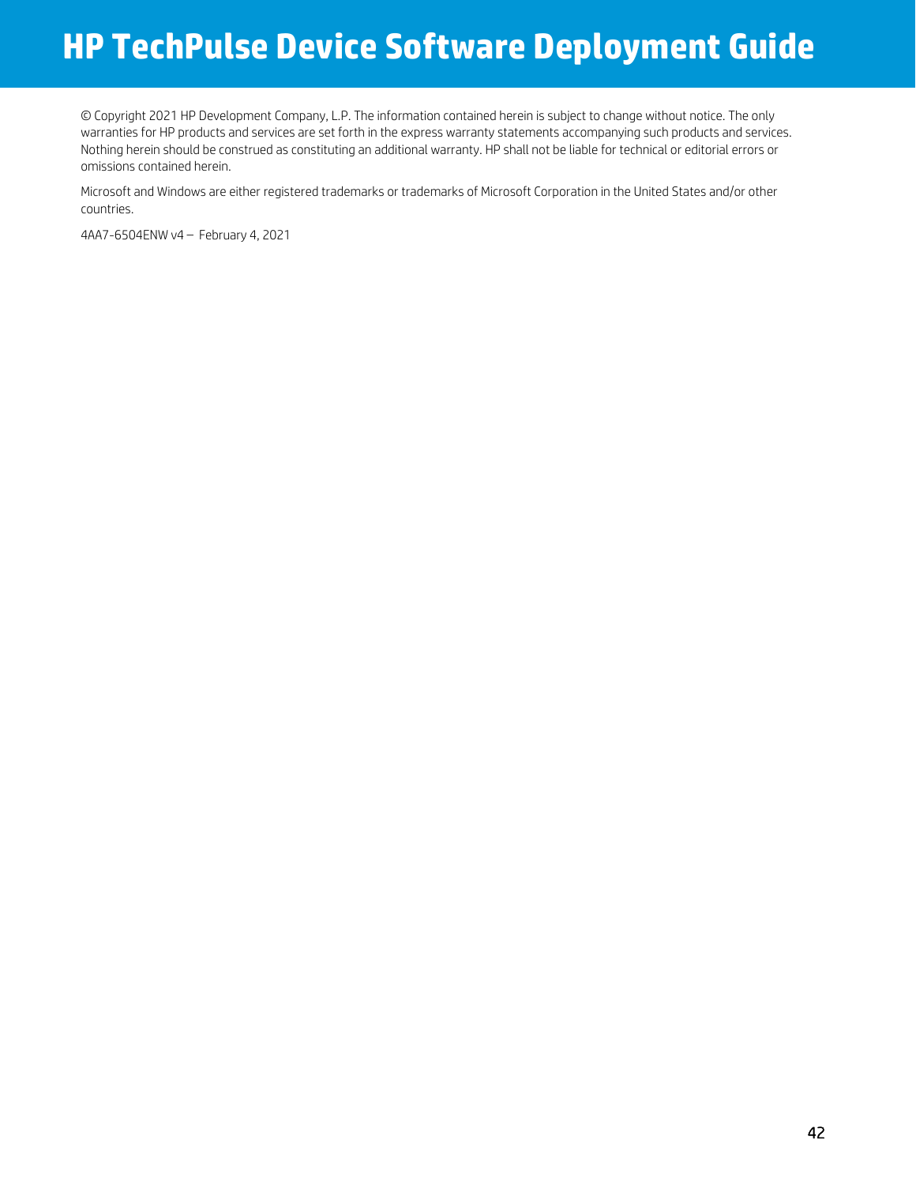# HP TechPulse Device Software Deployment Guide

© Copyright 2021 HP Development Company, L.P. The information contained herein is subject to change without notice. The only warranties for HP products and services are set forth in the express warranty statements accompanying such products and services. Nothing herein should be construed as constituting an additional warranty. HP shall not be liable for technical or editorial errors or omissions contained herein.

Microsoft and Windows are either registered trademarks or trademarks of Microsoft Corporation in the United States and/or other countries.

4AA7-6504ENW v4 – February 4, 2021